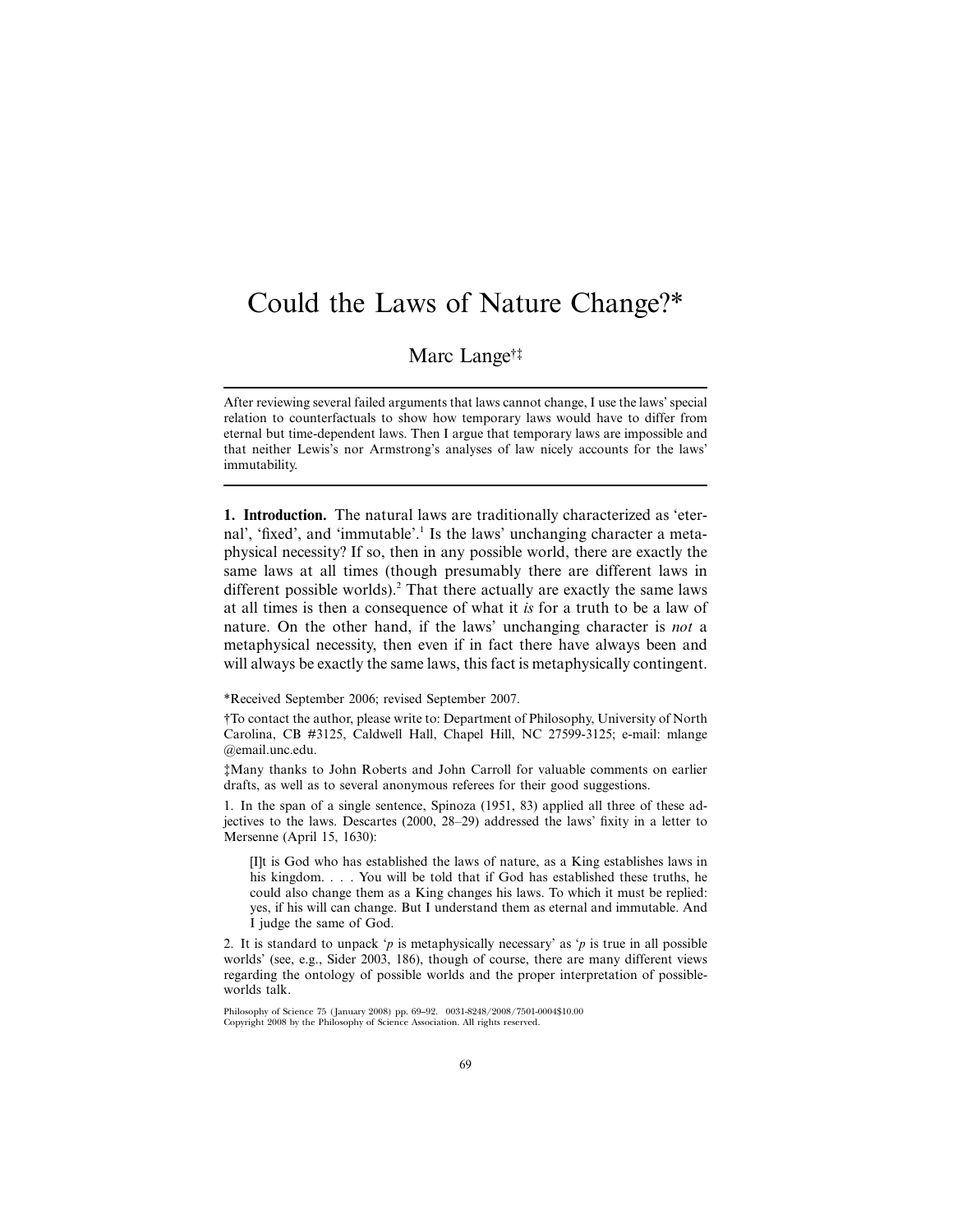# Could the Laws of Nature Change?*

Marc Lange†‡

After reviewing several failed arguments that laws cannot change, I use the laws' special relation to counterfactuals to show how temporary laws would have to differ from eternal but time-dependent laws. Then I argue that temporary laws are impossible and that neither Lewis's nor Armstrong's analyses of law nicely accounts for the laws' immutability.

**1. Introduction.** The natural laws are traditionally characterized as 'eternal', 'fixed', and 'immutable'.[1] Is the laws' unchanging character a metaphysical necessity? If so, then in any possible world, there are exactly the same laws at all times (though presumably there are different laws in different possible worlds).[2] That there actually are exactly the same laws at all times is then a consequence of what it *is* for a truth to be a law of nature. On the other hand, if the laws' unchanging character is *not* a metaphysical necessity, then even if in fact there have always been and will always be exactly the same laws, this fact is metaphysically contingent.

*Received September 2006; revised September 2007.

†To contact the author, please write to: Department of Philosophy, University of North Carolina, CB #3125, Caldwell Hall, Chapel Hill, NC 27599-3125; e-mail: mlange@email.unc.edu.

‡Many thanks to John Roberts and John Carroll for valuable comments on earlier drafts, as well as to several anonymous referees for their good suggestions.

1. In the span of a single sentence, Spinoza (1951, 83) applied all three of these adjectives to the laws. Descartes (2000, 28–29) addressed the laws' fixity in a letter to Mersenne (April 15, 1630):

> [I]t is God who has established the laws of nature, as a King establishes laws in his kingdom. . . . You will be told that if God has established these truths, he could also change them as a King changes his laws. To which it must be replied: yes, if his will can change. But I understand them as eternal and immutable. And I judge the same of God.

2. It is standard to unpack '*p* is metaphysically necessary' as '*p* is true in all possible worlds' (see, e.g., Sider 2003, 186), though of course, there are many different views regarding the ontology of possible worlds and the proper interpretation of possible-worlds talk.

Philosophy of Science 75 (January 2008) pp. 69–92. 0031-8248/2008/7501-0004$10.00
Copyright 2008 by the Philosophy of Science Association. All rights reserved.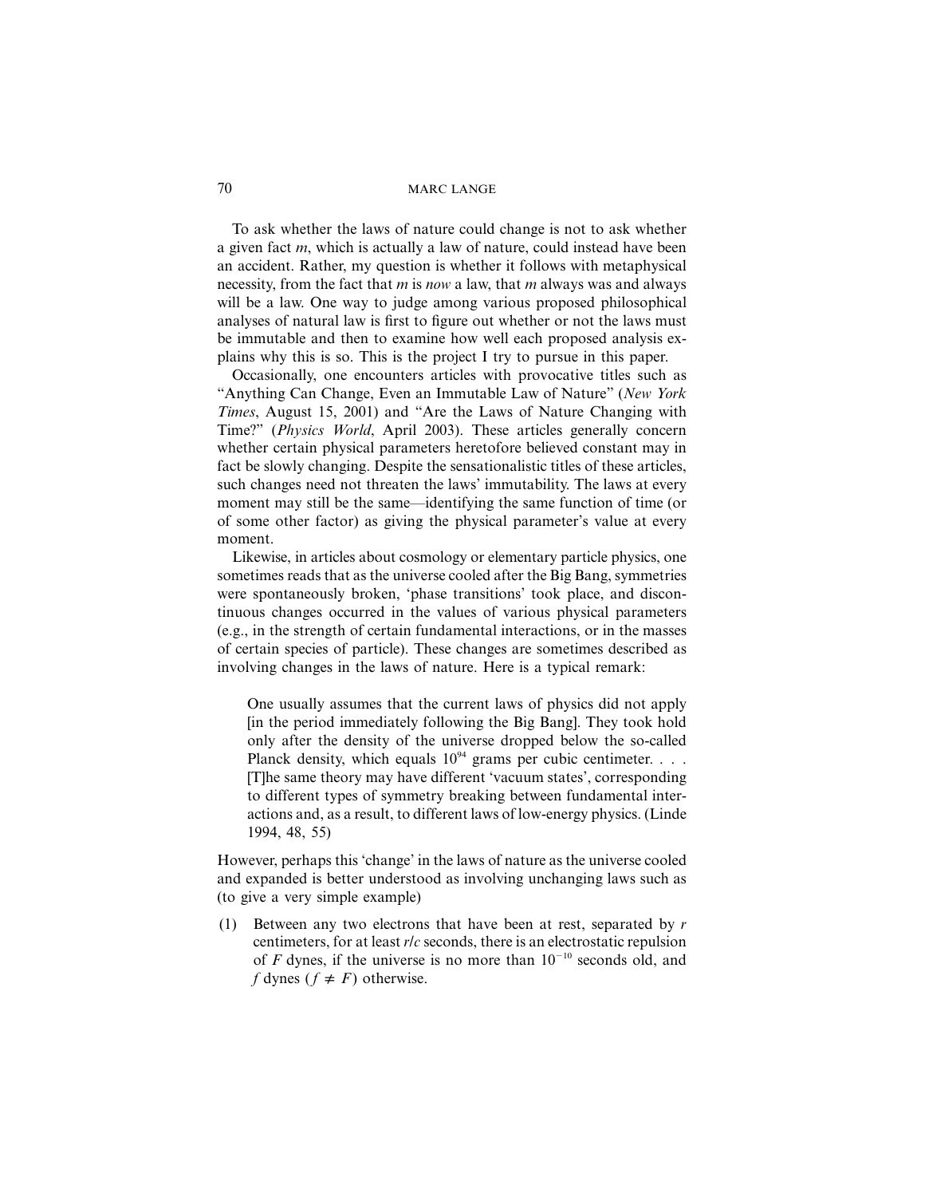To ask whether the laws of nature could change is not to ask whether a given fact *m*, which is actually a law of nature, could instead have been an accident. Rather, my question is whether it follows with metaphysical necessity, from the fact that *m* is *now* a law, that *m* always was and always will be a law. One way to judge among various proposed philosophical analyses of natural law is first to figure out whether or not the laws must be immutable and then to examine how well each proposed analysis explains why this is so. This is the project I try to pursue in this paper.

Occasionally, one encounters articles with provocative titles such as "Anything Can Change, Even an Immutable Law of Nature" (*New York Times*, August 15, 2001) and "Are the Laws of Nature Changing with Time?" (*Physics World*, April 2003). These articles generally concern whether certain physical parameters heretofore believed constant may in fact be slowly changing. Despite the sensationalistic titles of these articles, such changes need not threaten the laws' immutability. The laws at every moment may still be the same—identifying the same function of time (or of some other factor) as giving the physical parameter's value at every moment.

Likewise, in articles about cosmology or elementary particle physics, one sometimes reads that as the universe cooled after the Big Bang, symmetries were spontaneously broken, 'phase transitions' took place, and discontinuous changes occurred in the values of various physical parameters (e.g., in the strength of certain fundamental interactions, or in the masses of certain species of particle). These changes are sometimes described as involving changes in the laws of nature. Here is a typical remark:

> One usually assumes that the current laws of physics did not apply [in the period immediately following the Big Bang]. They took hold only after the density of the universe dropped below the so-called Planck density, which equals $10^{94}$ grams per cubic centimeter. . . . [T]he same theory may have different 'vacuum states', corresponding to different types of symmetry breaking between fundamental interactions and, as a result, to different laws of low-energy physics. (Linde 1994, 48, 55)

However, perhaps this 'change' in the laws of nature as the universe cooled and expanded is better understood as involving unchanging laws such as (to give a very simple example)

(1) Between any two electrons that have been at rest, separated by $r$ centimeters, for at least $r/c$ seconds, there is an electrostatic repulsion of $F$ dynes, if the universe is no more than $10^{-10}$ seconds old, and $f$ dynes ($f \neq F$) otherwise.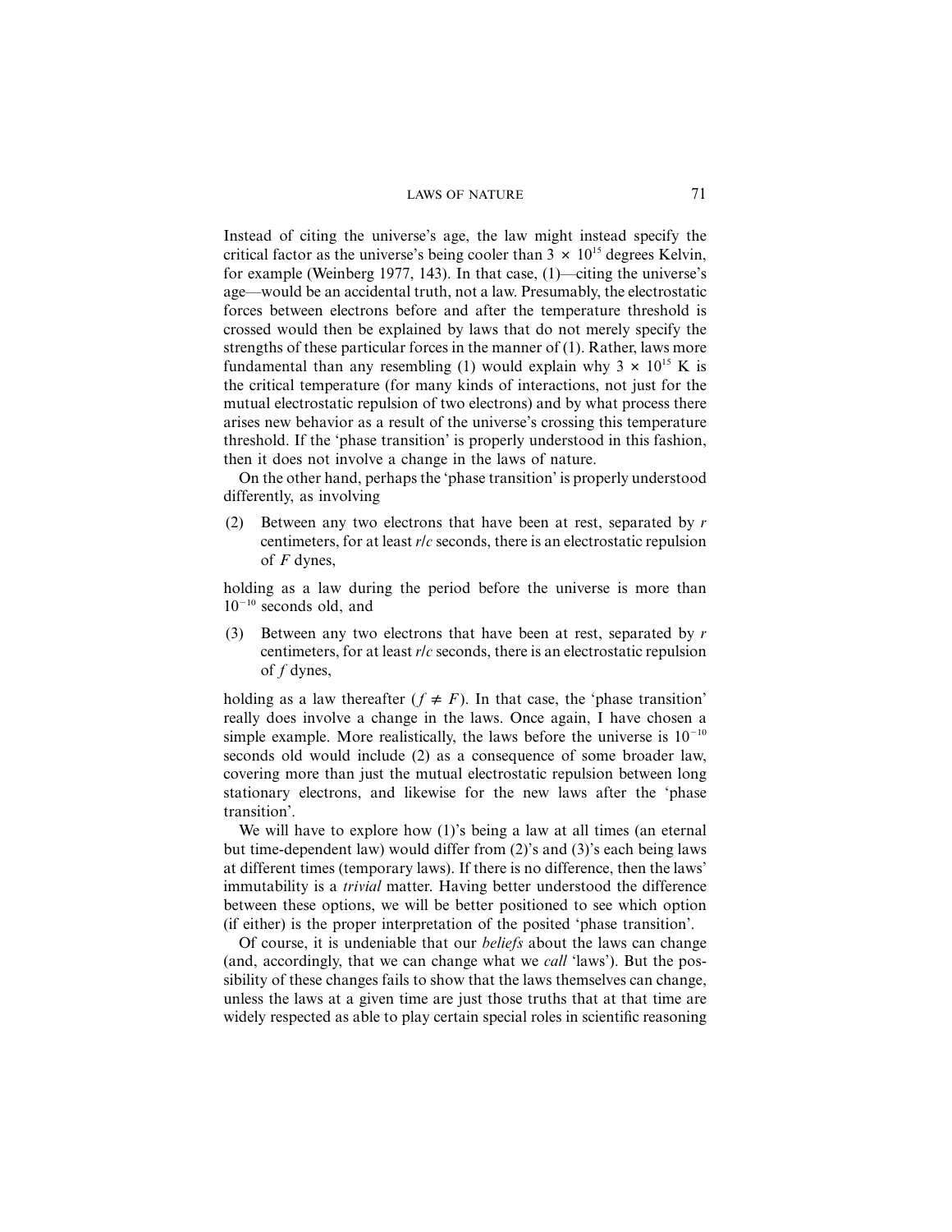Instead of citing the universe's age, the law might instead specify the critical factor as the universe's being cooler than $3 \times 10^{15}$ degrees Kelvin, for example (Weinberg 1977, 143). In that case, (1)—citing the universe's age—would be an accidental truth, not a law. Presumably, the electrostatic forces between electrons before and after the temperature threshold is crossed would then be explained by laws that do not merely specify the strengths of these particular forces in the manner of (1). Rather, laws more fundamental than any resembling (1) would explain why $3 \times 10^{15}$ K is the critical temperature (for many kinds of interactions, not just for the mutual electrostatic repulsion of two electrons) and by what process there arises new behavior as a result of the universe's crossing this temperature threshold. If the 'phase transition' is properly understood in this fashion, then it does not involve a change in the laws of nature.

On the other hand, perhaps the 'phase transition' is properly understood differently, as involving

(2) Between any two electrons that have been at rest, separated by $r$ centimeters, for at least $r/c$ seconds, there is an electrostatic repulsion of $F$ dynes,

holding as a law during the period before the universe is more than $10^{-10}$ seconds old, and

(3) Between any two electrons that have been at rest, separated by $r$ centimeters, for at least $r/c$ seconds, there is an electrostatic repulsion of $f$ dynes,

holding as a law thereafter ($f \neq F$). In that case, the 'phase transition' really does involve a change in the laws. Once again, I have chosen a simple example. More realistically, the laws before the universe is $10^{-10}$ seconds old would include (2) as a consequence of some broader law, covering more than just the mutual electrostatic repulsion between long stationary electrons, and likewise for the new laws after the 'phase transition'.

We will have to explore how (1)'s being a law at all times (an eternal but time-dependent law) would differ from (2)'s and (3)'s each being laws at different times (temporary laws). If there is no difference, then the laws' immutability is a *trivial* matter. Having better understood the difference between these options, we will be better positioned to see which option (if either) is the proper interpretation of the posited 'phase transition'.

Of course, it is undeniable that our *beliefs* about the laws can change (and, accordingly, that we can change what we *call* 'laws'). But the possibility of these changes fails to show that the laws themselves can change, unless the laws at a given time are just those truths that at that time are widely respected as able to play certain special roles in scientific reasoning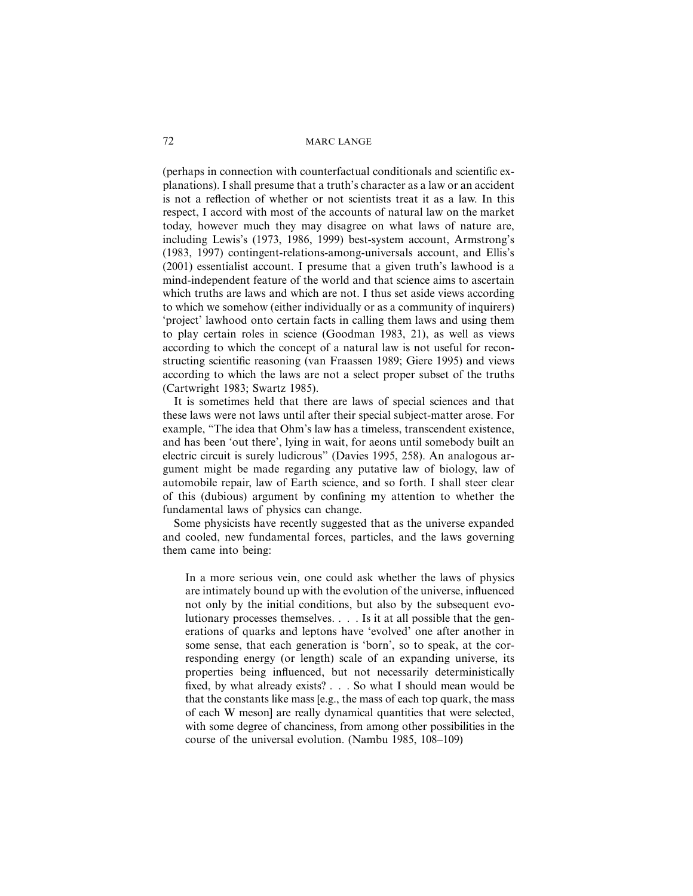(perhaps in connection with counterfactual conditionals and scientific explanations). I shall presume that a truth's character as a law or an accident is not a reflection of whether or not scientists treat it as a law. In this respect, I accord with most of the accounts of natural law on the market today, however much they may disagree on what laws of nature are, including Lewis's (1973, 1986, 1999) best-system account, Armstrong's (1983, 1997) contingent-relations-among-universals account, and Ellis's (2001) essentialist account. I presume that a given truth's lawhood is a mind-independent feature of the world and that science aims to ascertain which truths are laws and which are not. I thus set aside views according to which we somehow (either individually or as a community of inquirers) 'project' lawhood onto certain facts in calling them laws and using them to play certain roles in science (Goodman 1983, 21), as well as views according to which the concept of a natural law is not useful for reconstructing scientific reasoning (van Fraassen 1989; Giere 1995) and views according to which the laws are not a select proper subset of the truths (Cartwright 1983; Swartz 1985).

It is sometimes held that there are laws of special sciences and that these laws were not laws until after their special subject-matter arose. For example, "The idea that Ohm's law has a timeless, transcendent existence, and has been 'out there', lying in wait, for aeons until somebody built an electric circuit is surely ludicrous" (Davies 1995, 258). An analogous argument might be made regarding any putative law of biology, law of automobile repair, law of Earth science, and so forth. I shall steer clear of this (dubious) argument by confining my attention to whether the fundamental laws of physics can change.

Some physicists have recently suggested that as the universe expanded and cooled, new fundamental forces, particles, and the laws governing them came into being:

> In a more serious vein, one could ask whether the laws of physics are intimately bound up with the evolution of the universe, influenced not only by the initial conditions, but also by the subsequent evolutionary processes themselves. . . . Is it at all possible that the generations of quarks and leptons have 'evolved' one after another in some sense, that each generation is 'born', so to speak, at the corresponding energy (or length) scale of an expanding universe, its properties being influenced, but not necessarily deterministically fixed, by what already exists? . . . So what I should mean would be that the constants like mass [e.g., the mass of each top quark, the mass of each W meson] are really dynamical quantities that were selected, with some degree of chanciness, from among other possibilities in the course of the universal evolution. (Nambu 1985, 108–109)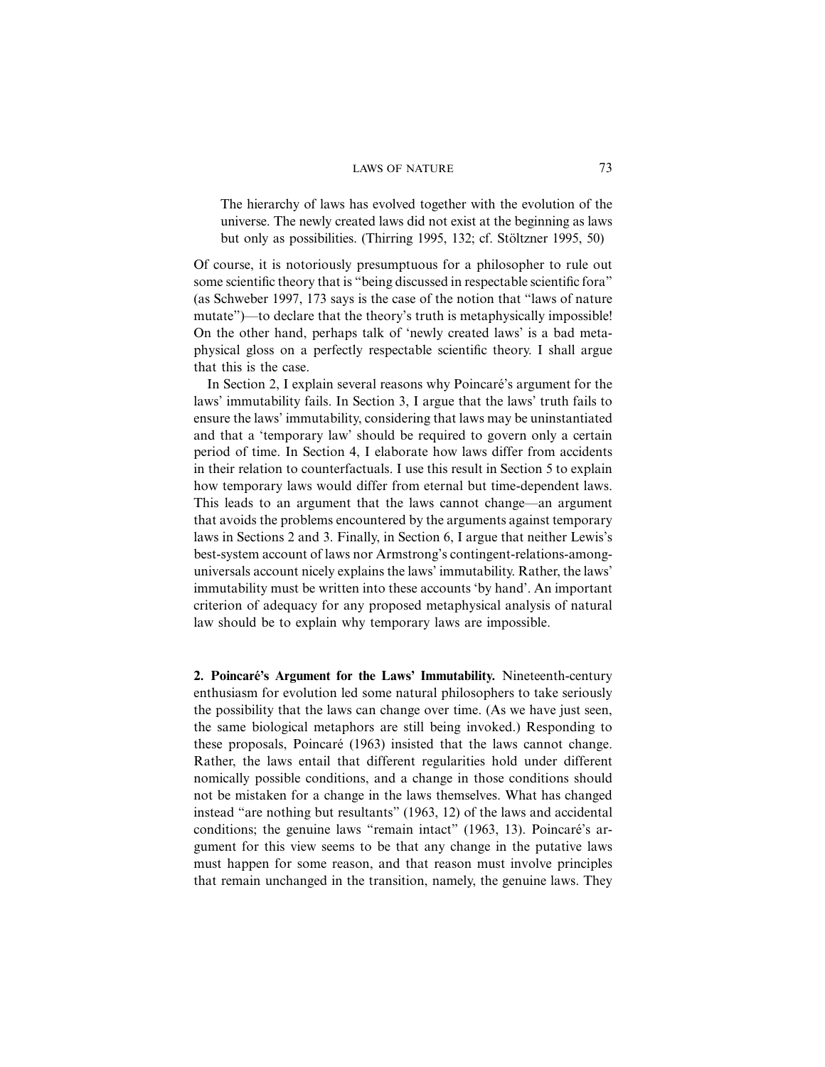> The hierarchy of laws has evolved together with the evolution of the universe. The newly created laws did not exist at the beginning as laws but only as possibilities. (Thirring 1995, 132; cf. Stöltzner 1995, 50)

Of course, it is notoriously presumptuous for a philosopher to rule out some scientific theory that is "being discussed in respectable scientific fora" (as Schweber 1997, 173 says is the case of the notion that "laws of nature mutate")—to declare that the theory's truth is metaphysically impossible! On the other hand, perhaps talk of 'newly created laws' is a bad metaphysical gloss on a perfectly respectable scientific theory. I shall argue that this is the case.

In Section 2, I explain several reasons why Poincaré's argument for the laws' immutability fails. In Section 3, I argue that the laws' truth fails to ensure the laws' immutability, considering that laws may be uninstantiated and that a 'temporary law' should be required to govern only a certain period of time. In Section 4, I elaborate how laws differ from accidents in their relation to counterfactuals. I use this result in Section 5 to explain how temporary laws would differ from eternal but time-dependent laws. This leads to an argument that the laws cannot change—an argument that avoids the problems encountered by the arguments against temporary laws in Sections 2 and 3. Finally, in Section 6, I argue that neither Lewis's best-system account of laws nor Armstrong's contingent-relations-among-universals account nicely explains the laws' immutability. Rather, the laws' immutability must be written into these accounts 'by hand'. An important criterion of adequacy for any proposed metaphysical analysis of natural law should be to explain why temporary laws are impossible.

**2. Poincaré's Argument for the Laws' Immutability.** Nineteenth-century enthusiasm for evolution led some natural philosophers to take seriously the possibility that the laws can change over time. (As we have just seen, the same biological metaphors are still being invoked.) Responding to these proposals, Poincaré (1963) insisted that the laws cannot change. Rather, the laws entail that different regularities hold under different nomically possible conditions, and a change in those conditions should not be mistaken for a change in the laws themselves. What has changed instead "are nothing but resultants" (1963, 12) of the laws and accidental conditions; the genuine laws "remain intact" (1963, 13). Poincaré's argument for this view seems to be that any change in the putative laws must happen for some reason, and that reason must involve principles that remain unchanged in the transition, namely, the genuine laws. They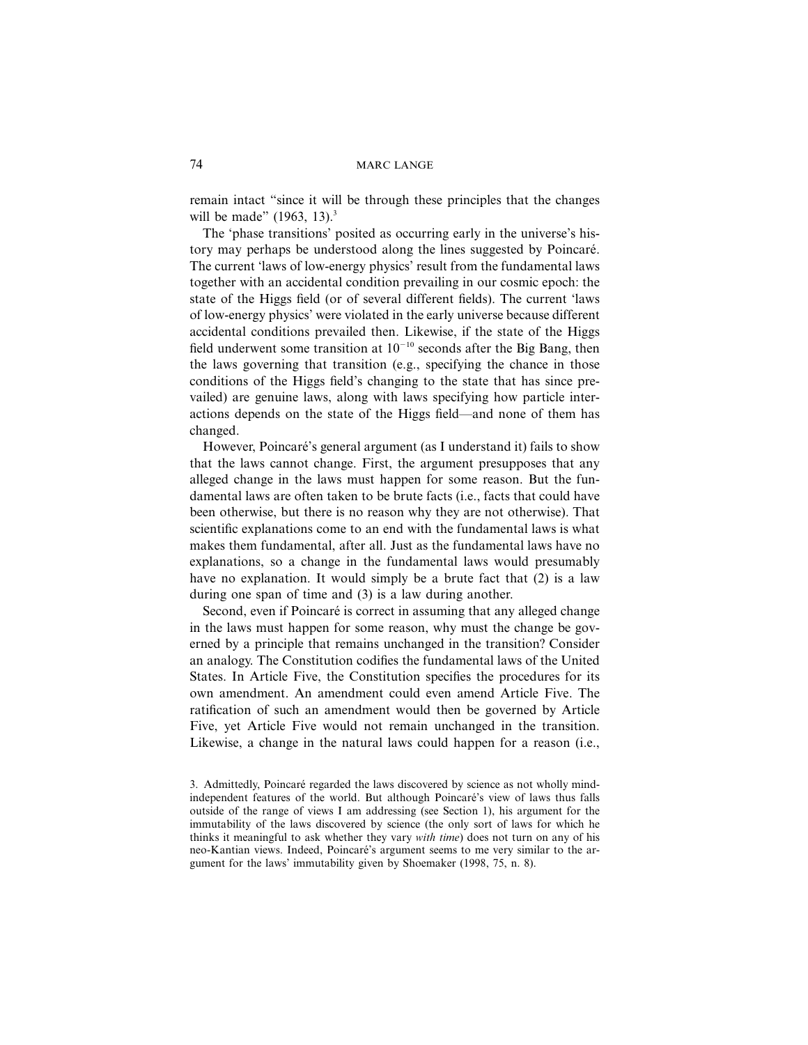remain intact "since it will be through these principles that the changes will be made" (1963, 13).[3]

The 'phase transitions' posited as occurring early in the universe's history may perhaps be understood along the lines suggested by Poincaré. The current 'laws of low-energy physics' result from the fundamental laws together with an accidental condition prevailing in our cosmic epoch: the state of the Higgs field (or of several different fields). The current 'laws of low-energy physics' were violated in the early universe because different accidental conditions prevailed then. Likewise, if the state of the Higgs field underwent some transition at $10^{-10}$ seconds after the Big Bang, then the laws governing that transition (e.g., specifying the chance in those conditions of the Higgs field's changing to the state that has since prevailed) are genuine laws, along with laws specifying how particle interactions depends on the state of the Higgs field—and none of them has changed.

However, Poincaré's general argument (as I understand it) fails to show that the laws cannot change. First, the argument presupposes that any alleged change in the laws must happen for some reason. But the fundamental laws are often taken to be brute facts (i.e., facts that could have been otherwise, but there is no reason why they are not otherwise). That scientific explanations come to an end with the fundamental laws is what makes them fundamental, after all. Just as the fundamental laws have no explanations, so a change in the fundamental laws would presumably have no explanation. It would simply be a brute fact that (2) is a law during one span of time and (3) is a law during another.

Second, even if Poincaré is correct in assuming that any alleged change in the laws must happen for some reason, why must the change be governed by a principle that remains unchanged in the transition? Consider an analogy. The Constitution codifies the fundamental laws of the United States. In Article Five, the Constitution specifies the procedures for its own amendment. An amendment could even amend Article Five. The ratification of such an amendment would then be governed by Article Five, yet Article Five would not remain unchanged in the transition. Likewise, a change in the natural laws could happen for a reason (i.e.,

3. Admittedly, Poincaré regarded the laws discovered by science as not wholly mind-independent features of the world. But although Poincaré's view of laws thus falls outside of the range of views I am addressing (see Section 1), his argument for the immutability of the laws discovered by science (the only sort of laws for which he thinks it meaningful to ask whether they vary *with time*) does not turn on any of his neo-Kantian views. Indeed, Poincaré's argument seems to me very similar to the argument for the laws' immutability given by Shoemaker (1998, 75, n. 8).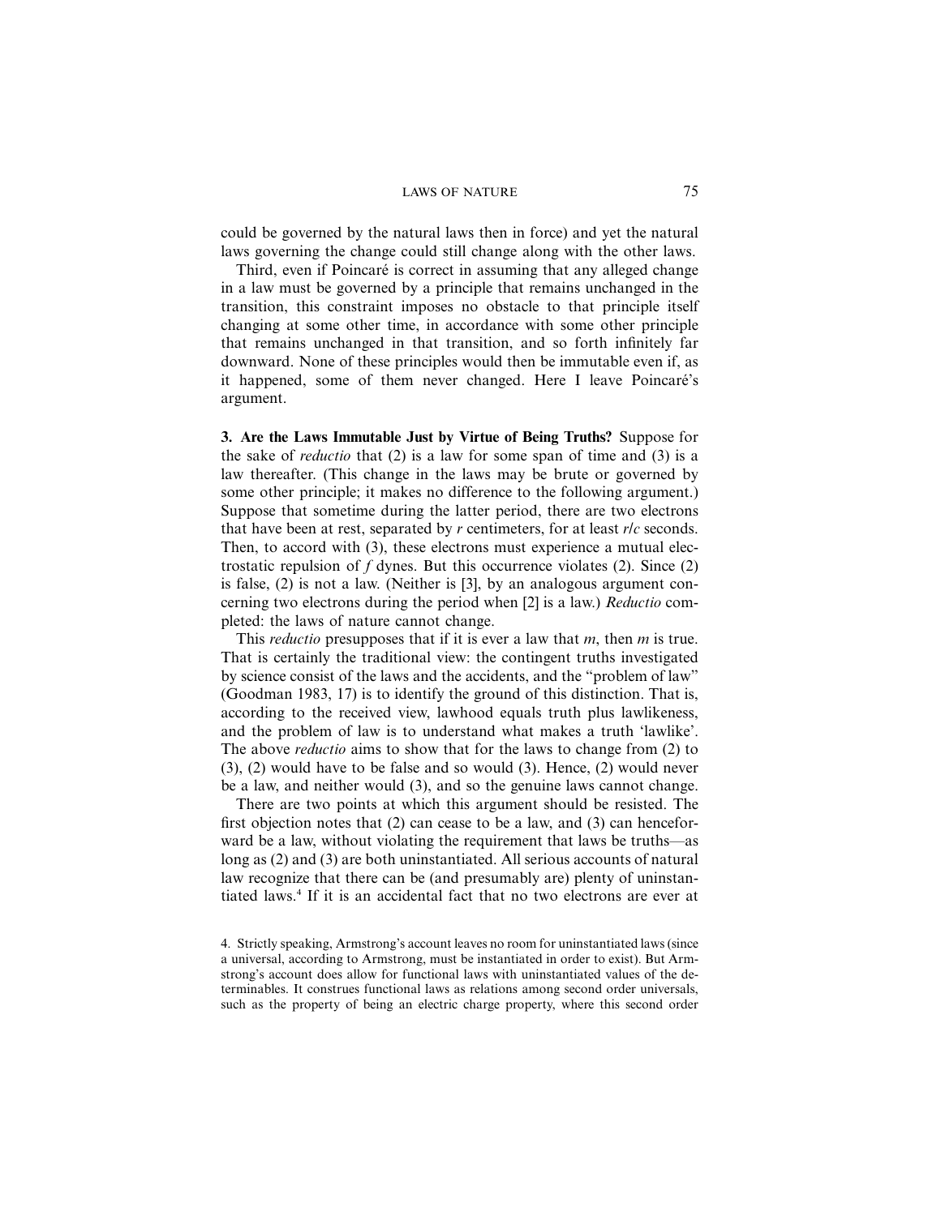could be governed by the natural laws then in force) and yet the natural laws governing the change could still change along with the other laws.

Third, even if Poincaré is correct in assuming that any alleged change in a law must be governed by a principle that remains unchanged in the transition, this constraint imposes no obstacle to that principle itself changing at some other time, in accordance with some other principle that remains unchanged in that transition, and so forth infinitely far downward. None of these principles would then be immutable even if, as it happened, some of them never changed. Here I leave Poincaré's argument.

**3. Are the Laws Immutable Just by Virtue of Being Truths?** Suppose for the sake of *reductio* that (2) is a law for some span of time and (3) is a law thereafter. (This change in the laws may be brute or governed by some other principle; it makes no difference to the following argument.) Suppose that sometime during the latter period, there are two electrons that have been at rest, separated by $r$ centimeters, for at least $r/c$ seconds. Then, to accord with (3), these electrons must experience a mutual electrostatic repulsion of $f$ dynes. But this occurrence violates (2). Since (2) is false, (2) is not a law. (Neither is [3], by an analogous argument concerning two electrons during the period when [2] is a law.) *Reductio* completed: the laws of nature cannot change.

This *reductio* presupposes that if it is ever a law that $m$, then $m$ is true. That is certainly the traditional view: the contingent truths investigated by science consist of the laws and the accidents, and the "problem of law" (Goodman 1983, 17) is to identify the ground of this distinction. That is, according to the received view, lawhood equals truth plus lawlikeness, and the problem of law is to understand what makes a truth 'lawlike'. The above *reductio* aims to show that for the laws to change from (2) to (3), (2) would have to be false and so would (3). Hence, (2) would never be a law, and neither would (3), and so the genuine laws cannot change.

There are two points at which this argument should be resisted. The first objection notes that (2) can cease to be a law, and (3) can henceforward be a law, without violating the requirement that laws be truths—as long as (2) and (3) are both uninstantiated. All serious accounts of natural law recognize that there can be (and presumably are) plenty of uninstantiated laws.[4] If it is an accidental fact that no two electrons are ever at

4. Strictly speaking, Armstrong's account leaves no room for uninstantiated laws (since a universal, according to Armstrong, must be instantiated in order to exist). But Armstrong's account does allow for functional laws with uninstantiated values of the determinables. It construes functional laws as relations among second order universals, such as the property of being an electric charge property, where this second order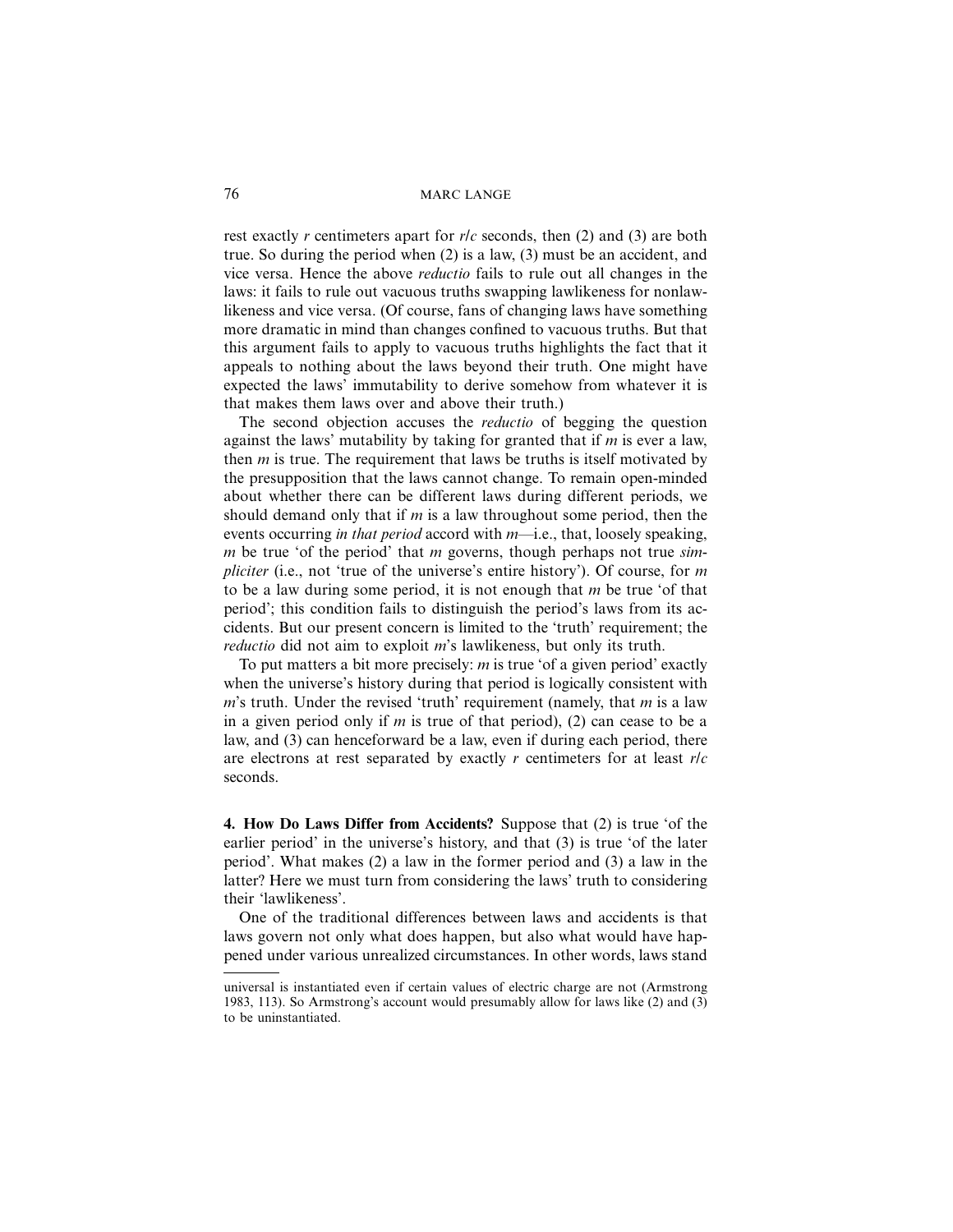rest exactly $r$ centimeters apart for $r/c$ seconds, then (2) and (3) are both true. So during the period when (2) is a law, (3) must be an accident, and vice versa. Hence the above *reductio* fails to rule out all changes in the laws: it fails to rule out vacuous truths swapping lawlikeness for nonlawlikeness and vice versa. (Of course, fans of changing laws have something more dramatic in mind than changes confined to vacuous truths. But that this argument fails to apply to vacuous truths highlights the fact that it appeals to nothing about the laws beyond their truth. One might have expected the laws' immutability to derive somehow from whatever it is that makes them laws over and above their truth.)

The second objection accuses the *reductio* of begging the question against the laws' mutability by taking for granted that if $m$ is ever a law, then $m$ is true. The requirement that laws be truths is itself motivated by the presupposition that the laws cannot change. To remain open-minded about whether there can be different laws during different periods, we should demand only that if $m$ is a law throughout some period, then the events occurring *in that period* accord with $m$—i.e., that, loosely speaking, $m$ be true 'of the period' that $m$ governs, though perhaps not true *simpliciter* (i.e., not 'true of the universe's entire history'). Of course, for $m$ to be a law during some period, it is not enough that $m$ be true 'of that period'; this condition fails to distinguish the period's laws from its accidents. But our present concern is limited to the 'truth' requirement; the *reductio* did not aim to exploit $m$'s lawlikeness, but only its truth.

To put matters a bit more precisely: $m$ is true 'of a given period' exactly when the universe's history during that period is logically consistent with $m$'s truth. Under the revised 'truth' requirement (namely, that $m$ is a law in a given period only if $m$ is true of that period), (2) can cease to be a law, and (3) can henceforward be a law, even if during each period, there are electrons at rest separated by exactly $r$ centimeters for at least $r/c$ seconds.

**4. How Do Laws Differ from Accidents?** Suppose that (2) is true 'of the earlier period' in the universe's history, and that (3) is true 'of the later period'. What makes (2) a law in the former period and (3) a law in the latter? Here we must turn from considering the laws' truth to considering their 'lawlikeness'.

One of the traditional differences between laws and accidents is that laws govern not only what does happen, but also what would have happened under various unrealized circumstances. In other words, laws stand

---

universal is instantiated even if certain values of electric charge are not (Armstrong 1983, 113). So Armstrong's account would presumably allow for laws like (2) and (3) to be uninstantiated.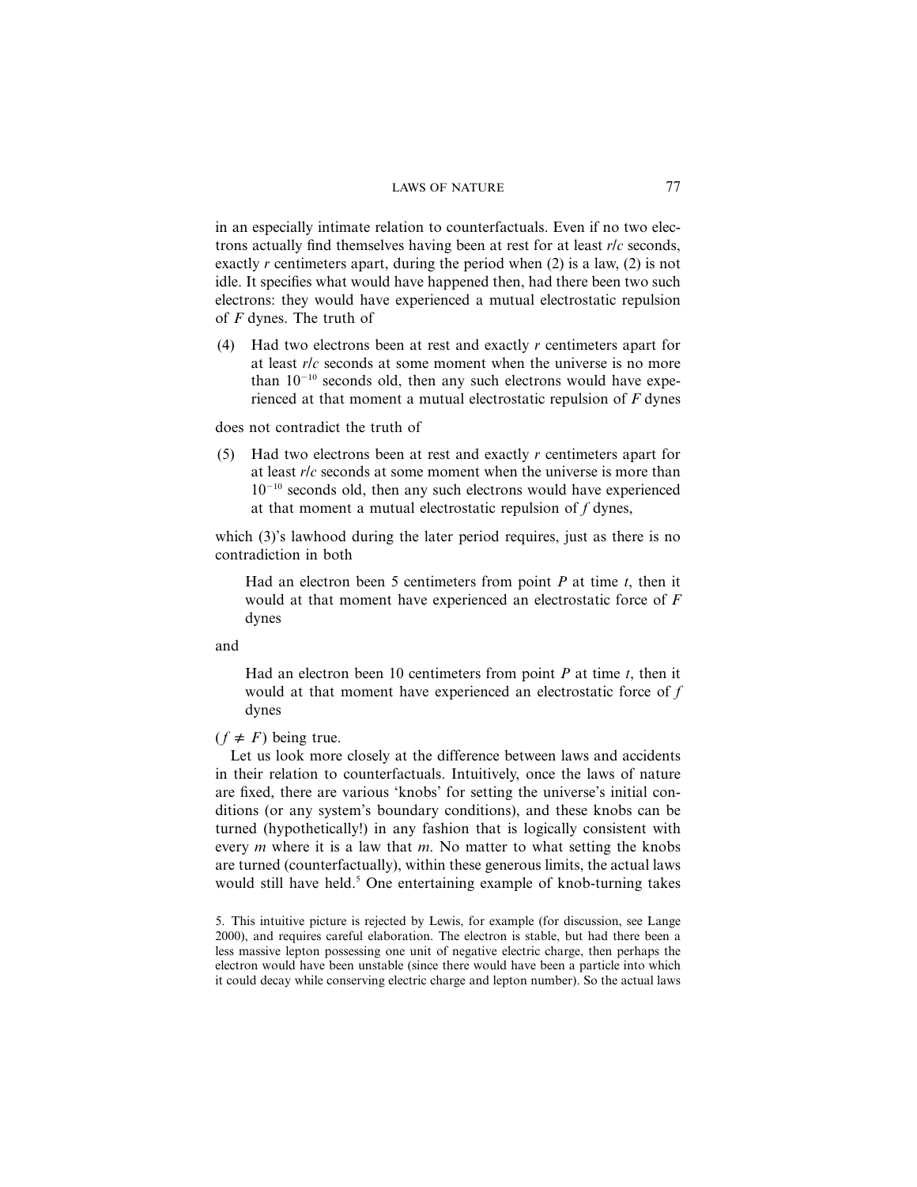in an especially intimate relation to counterfactuals. Even if no two electrons actually find themselves having been at rest for at least $r/c$ seconds, exactly $r$ centimeters apart, during the period when (2) is a law, (2) is not idle. It specifies what would have happened then, had there been two such electrons: they would have experienced a mutual electrostatic repulsion of $F$ dynes. The truth of

(4) Had two electrons been at rest and exactly $r$ centimeters apart for at least $r/c$ seconds at some moment when the universe is no more than $10^{-10}$ seconds old, then any such electrons would have experienced at that moment a mutual electrostatic repulsion of $F$ dynes

does not contradict the truth of

(5) Had two electrons been at rest and exactly $r$ centimeters apart for at least $r/c$ seconds at some moment when the universe is more than $10^{-10}$ seconds old, then any such electrons would have experienced at that moment a mutual electrostatic repulsion of $f$ dynes,

which (3)'s lawhood during the later period requires, just as there is no contradiction in both

> Had an electron been 5 centimeters from point $P$ at time $t$, then it would at that moment have experienced an electrostatic force of $F$ dynes

and

> Had an electron been 10 centimeters from point $P$ at time $t$, then it would at that moment have experienced an electrostatic force of $f$ dynes

($f \neq F$) being true.

Let us look more closely at the difference between laws and accidents in their relation to counterfactuals. Intuitively, once the laws of nature are fixed, there are various 'knobs' for setting the universe's initial conditions (or any system's boundary conditions), and these knobs can be turned (hypothetically!) in any fashion that is logically consistent with every $m$ where it is a law that $m$. No matter to what setting the knobs are turned (counterfactually), within these generous limits, the actual laws would still have held.[5] One entertaining example of knob-turning takes

5. This intuitive picture is rejected by Lewis, for example (for discussion, see Lange 2000), and requires careful elaboration. The electron is stable, but had there been a less massive lepton possessing one unit of negative electric charge, then perhaps the electron would have been unstable (since there would have been a particle into which it could decay while conserving electric charge and lepton number). So the actual laws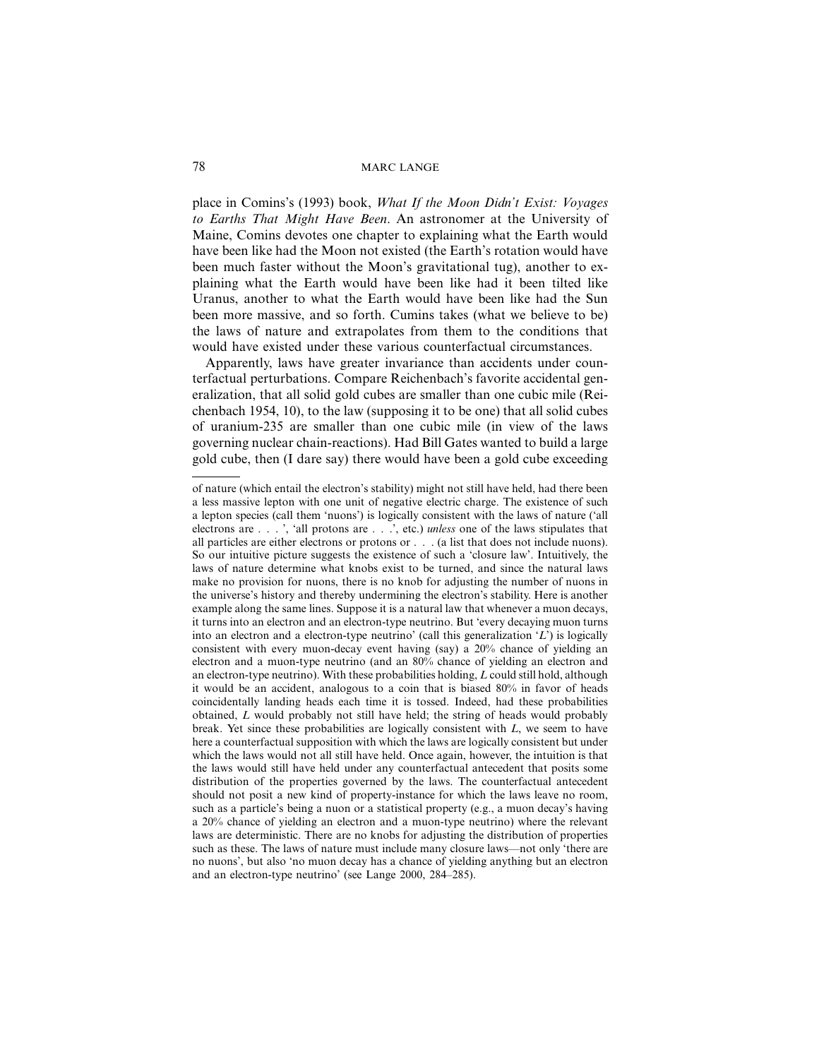place in Comins's (1993) book, *What If the Moon Didn't Exist: Voyages to Earths That Might Have Been*. An astronomer at the University of Maine, Comins devotes one chapter to explaining what the Earth would have been like had the Moon not existed (the Earth's rotation would have been much faster without the Moon's gravitational tug), another to explaining what the Earth would have been like had it been tilted like Uranus, another to what the Earth would have been like had the Sun been more massive, and so forth. Cumins takes (what we believe to be) the laws of nature and extrapolates from them to the conditions that would have existed under these various counterfactual circumstances.

Apparently, laws have greater invariance than accidents under counterfactual perturbations. Compare Reichenbach's favorite accidental generalization, that all solid gold cubes are smaller than one cubic mile (Reichenbach 1954, 10), to the law (supposing it to be one) that all solid cubes of uranium-235 are smaller than one cubic mile (in view of the laws governing nuclear chain-reactions). Had Bill Gates wanted to build a large gold cube, then (I dare say) there would have been a gold cube exceeding

---

of nature (which entail the electron's stability) might not still have held, had there been a less massive lepton with one unit of negative electric charge. The existence of such a lepton species (call them 'nuons') is logically consistent with the laws of nature ('all electrons are . . . ', 'all protons are . . .', etc.) *unless* one of the laws stipulates that all particles are either electrons or protons or . . . (a list that does not include nuons). So our intuitive picture suggests the existence of such a 'closure law'. Intuitively, the laws of nature determine what knobs exist to be turned, and since the natural laws make no provision for nuons, there is no knob for adjusting the number of nuons in the universe's history and thereby undermining the electron's stability. Here is another example along the same lines. Suppose it is a natural law that whenever a muon decays, it turns into an electron and an electron-type neutrino. But 'every decaying muon turns into an electron and a electron-type neutrino' (call this generalization '*L*') is logically consistent with every muon-decay event having (say) a 20% chance of yielding an electron and a muon-type neutrino (and an 80% chance of yielding an electron and an electron-type neutrino). With these probabilities holding, *L* could still hold, although it would be an accident, analogous to a coin that is biased 80% in favor of heads coincidentally landing heads each time it is tossed. Indeed, had these probabilities obtained, *L* would probably not still have held; the string of heads would probably break. Yet since these probabilities are logically consistent with *L*, we seem to have here a counterfactual supposition with which the laws are logically consistent but under which the laws would not all still have held. Once again, however, the intuition is that the laws would still have held under any counterfactual antecedent that posits some distribution of the properties governed by the laws. The counterfactual antecedent should not posit a new kind of property-instance for which the laws leave no room, such as a particle's being a nuon or a statistical property (e.g., a muon decay's having a 20% chance of yielding an electron and a muon-type neutrino) where the relevant laws are deterministic. There are no knobs for adjusting the distribution of properties such as these. The laws of nature must include many closure laws—not only 'there are no nuons', but also 'no muon decay has a chance of yielding anything but an electron and an electron-type neutrino' (see Lange 2000, 284–285).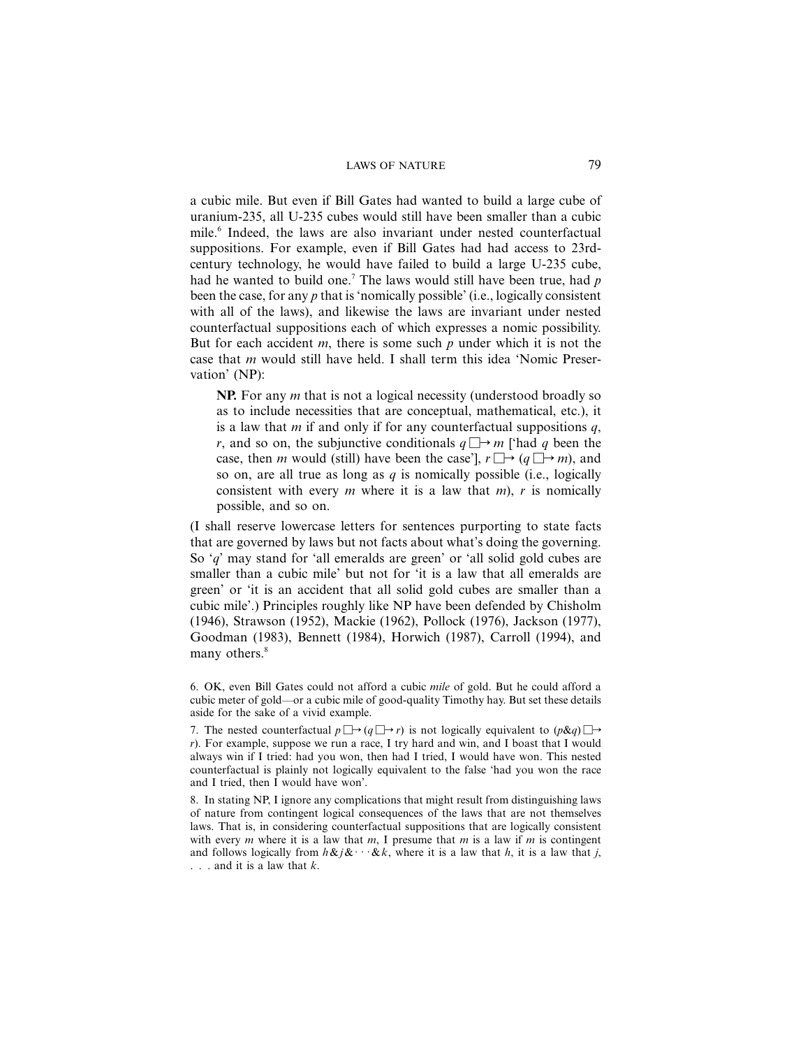a cubic mile. But even if Bill Gates had wanted to build a large cube of uranium-235, all U-235 cubes would still have been smaller than a cubic mile.[6] Indeed, the laws are also invariant under nested counterfactual suppositions. For example, even if Bill Gates had had access to 23rd-century technology, he would have failed to build a large U-235 cube, had he wanted to build one.[7] The laws would still have been true, had $p$ been the case, for any $p$ that is 'nomically possible' (i.e., logically consistent with all of the laws), and likewise the laws are invariant under nested counterfactual suppositions each of which expresses a nomic possibility. But for each accident $m$, there is some such $p$ under which it is not the case that $m$ would still have held. I shall term this idea 'Nomic Preservation' (NP):

> **NP.** For any $m$ that is not a logical necessity (understood broadly so as to include necessities that are conceptual, mathematical, etc.), it is a law that $m$ if and only if for any counterfactual suppositions $q$, $r$, and so on, the subjunctive conditionals $q \,\Box\!\!\rightarrow m$ ['had $q$ been the case, then $m$ would (still) have been the case'], $r \,\Box\!\!\rightarrow (q \,\Box\!\!\rightarrow m)$, and so on, are all true as long as $q$ is nomically possible (i.e., logically consistent with every $m$ where it is a law that $m$), $r$ is nomically possible, and so on.

(I shall reserve lowercase letters for sentences purporting to state facts that are governed by laws but not facts about what's doing the governing. So '$q$' may stand for 'all emeralds are green' or 'all solid gold cubes are smaller than a cubic mile' but not for 'it is a law that all emeralds are green' or 'it is an accident that all solid gold cubes are smaller than a cubic mile'.) Principles roughly like NP have been defended by Chisholm (1946), Strawson (1952), Mackie (1962), Pollock (1976), Jackson (1977), Goodman (1983), Bennett (1984), Horwich (1987), Carroll (1994), and many others.[8]

6. OK, even Bill Gates could not afford a cubic *mile* of gold. But he could afford a cubic meter of gold—or a cubic mile of good-quality Timothy hay. But set these details aside for the sake of a vivid example.

7. The nested counterfactual $p \,\Box\!\!\rightarrow (q \,\Box\!\!\rightarrow r)$ is not logically equivalent to $(p \& q) \,\Box\!\!\rightarrow r$). For example, suppose we run a race, I try hard and win, and I boast that I would always win if I tried: had you won, then had I tried, I would have won. This nested counterfactual is plainly not logically equivalent to the false 'had you won the race and I tried, then I would have won'.

8. In stating NP, I ignore any complications that might result from distinguishing laws of nature from contingent logical consequences of the laws that are not themselves laws. That is, in considering counterfactual suppositions that are logically consistent with every $m$ where it is a law that $m$, I presume that $m$ is a law if $m$ is contingent and follows logically from $h \& j \& \cdots \& k$, where it is a law that $h$, it is a law that $j$, . . . and it is a law that $k$.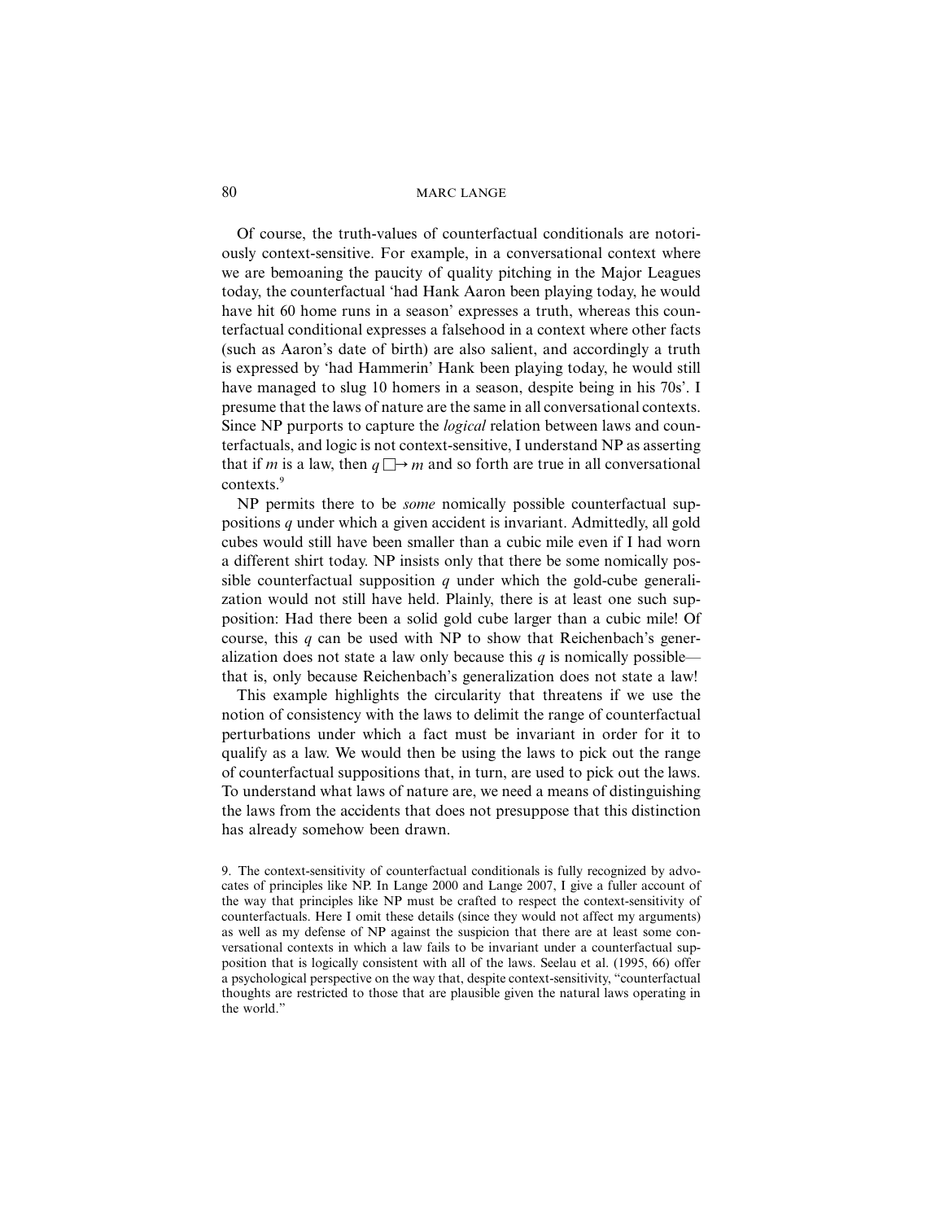Of course, the truth-values of counterfactual conditionals are notoriously context-sensitive. For example, in a conversational context where we are bemoaning the paucity of quality pitching in the Major Leagues today, the counterfactual 'had Hank Aaron been playing today, he would have hit 60 home runs in a season' expresses a truth, whereas this counterfactual conditional expresses a falsehood in a context where other facts (such as Aaron's date of birth) are also salient, and accordingly a truth is expressed by 'had Hammerin' Hank been playing today, he would still have managed to slug 10 homers in a season, despite being in his 70s'. I presume that the laws of nature are the same in all conversational contexts. Since NP purports to capture the *logical* relation between laws and counterfactuals, and logic is not context-sensitive, I understand NP as asserting that if $m$ is a law, then $q \mathbin{\Box\!\!\rightarrow} m$ and so forth are true in all conversational contexts.[9]

NP permits there to be *some* nomically possible counterfactual suppositions $q$ under which a given accident is invariant. Admittedly, all gold cubes would still have been smaller than a cubic mile even if I had worn a different shirt today. NP insists only that there be some nomically possible counterfactual supposition $q$ under which the gold-cube generalization would not still have held. Plainly, there is at least one such supposition: Had there been a solid gold cube larger than a cubic mile! Of course, this $q$ can be used with NP to show that Reichenbach's generalization does not state a law only because this $q$ is nomically possible—that is, only because Reichenbach's generalization does not state a law!

This example highlights the circularity that threatens if we use the notion of consistency with the laws to delimit the range of counterfactual perturbations under which a fact must be invariant in order for it to qualify as a law. We would then be using the laws to pick out the range of counterfactual suppositions that, in turn, are used to pick out the laws. To understand what laws of nature are, we need a means of distinguishing the laws from the accidents that does not presuppose that this distinction has already somehow been drawn.

9. The context-sensitivity of counterfactual conditionals is fully recognized by advocates of principles like NP. In Lange 2000 and Lange 2007, I give a fuller account of the way that principles like NP must be crafted to respect the context-sensitivity of counterfactuals. Here I omit these details (since they would not affect my arguments) as well as my defense of NP against the suspicion that there are at least some conversational contexts in which a law fails to be invariant under a counterfactual supposition that is logically consistent with all of the laws. Seelau et al. (1995, 66) offer a psychological perspective on the way that, despite context-sensitivity, "counterfactual thoughts are restricted to those that are plausible given the natural laws operating in the world."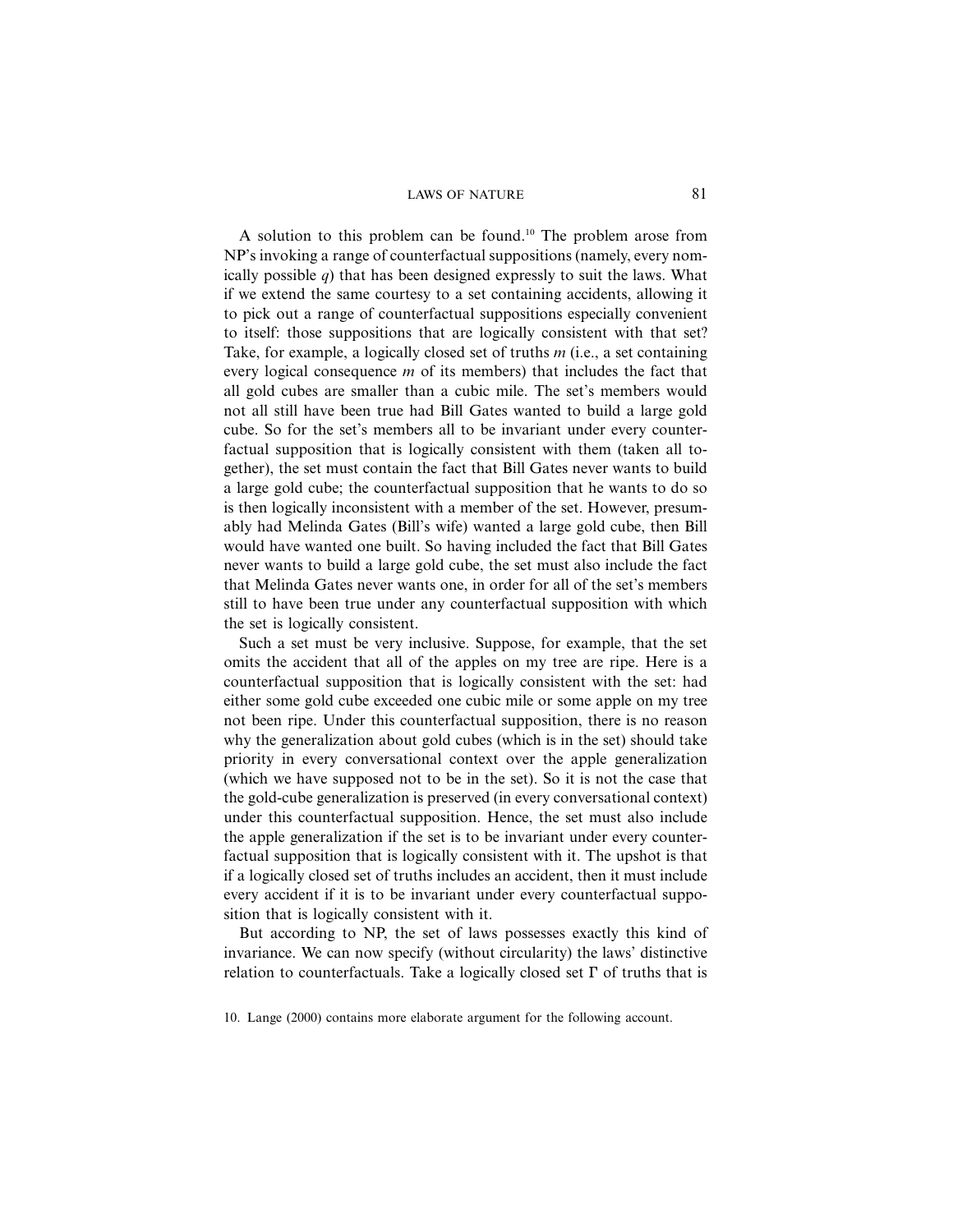A solution to this problem can be found.[10] The problem arose from NP's invoking a range of counterfactual suppositions (namely, every nomically possible $q$) that has been designed expressly to suit the laws. What if we extend the same courtesy to a set containing accidents, allowing it to pick out a range of counterfactual suppositions especially convenient to itself: those suppositions that are logically consistent with that set? Take, for example, a logically closed set of truths $m$ (i.e., a set containing every logical consequence $m$ of its members) that includes the fact that all gold cubes are smaller than a cubic mile. The set's members would not all still have been true had Bill Gates wanted to build a large gold cube. So for the set's members all to be invariant under every counterfactual supposition that is logically consistent with them (taken all together), the set must contain the fact that Bill Gates never wants to build a large gold cube; the counterfactual supposition that he wants to do so is then logically inconsistent with a member of the set. However, presumably had Melinda Gates (Bill's wife) wanted a large gold cube, then Bill would have wanted one built. So having included the fact that Bill Gates never wants to build a large gold cube, the set must also include the fact that Melinda Gates never wants one, in order for all of the set's members still to have been true under any counterfactual supposition with which the set is logically consistent.

Such a set must be very inclusive. Suppose, for example, that the set omits the accident that all of the apples on my tree are ripe. Here is a counterfactual supposition that is logically consistent with the set: had either some gold cube exceeded one cubic mile or some apple on my tree not been ripe. Under this counterfactual supposition, there is no reason why the generalization about gold cubes (which is in the set) should take priority in every conversational context over the apple generalization (which we have supposed not to be in the set). So it is not the case that the gold-cube generalization is preserved (in every conversational context) under this counterfactual supposition. Hence, the set must also include the apple generalization if the set is to be invariant under every counterfactual supposition that is logically consistent with it. The upshot is that if a logically closed set of truths includes an accident, then it must include every accident if it is to be invariant under every counterfactual supposition that is logically consistent with it.

But according to NP, the set of laws possesses exactly this kind of invariance. We can now specify (without circularity) the laws' distinctive relation to counterfactuals. Take a logically closed set $\Gamma$ of truths that is

10. Lange (2000) contains more elaborate argument for the following account.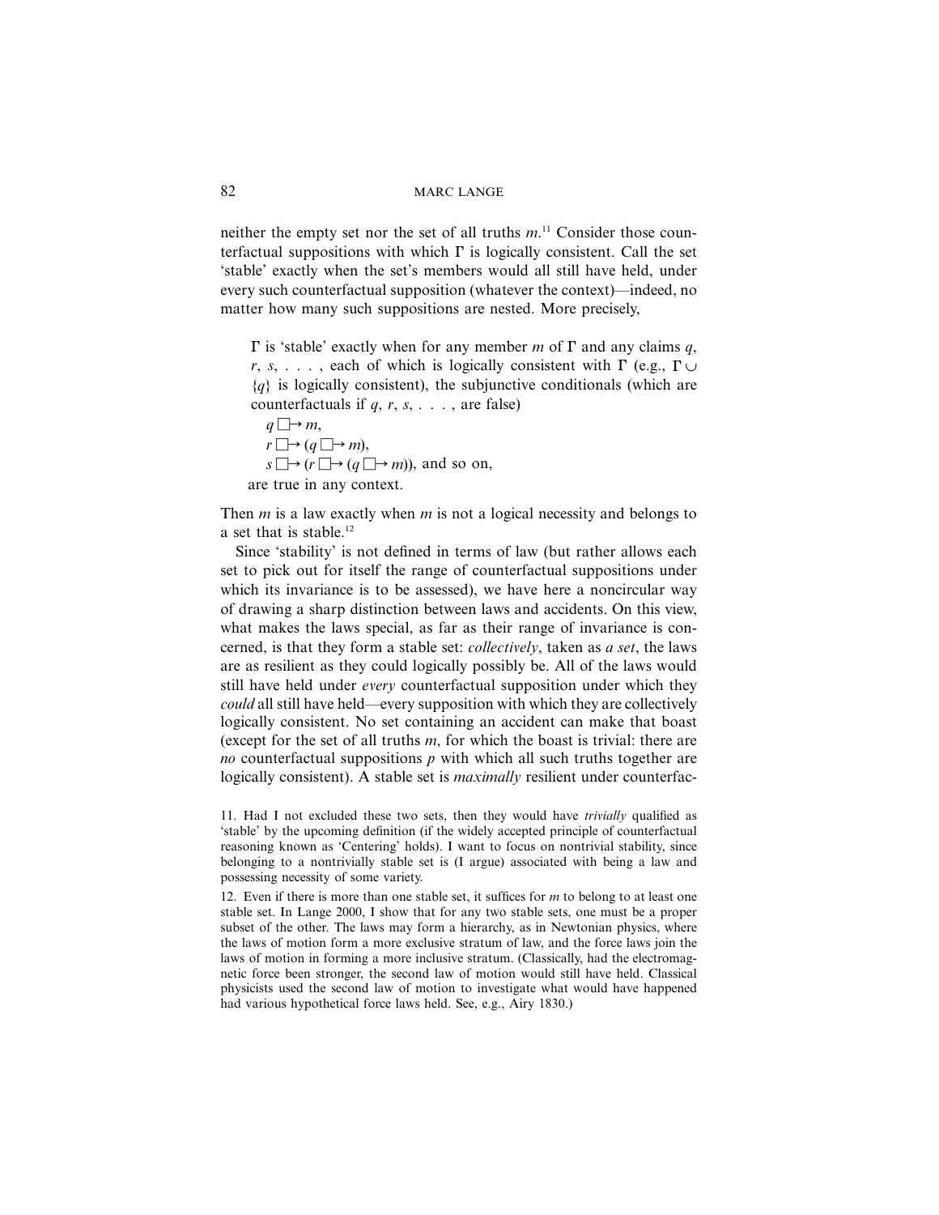neither the empty set nor the set of all truths $m$.[11] Consider those counterfactual suppositions with which $\Gamma$ is logically consistent. Call the set 'stable' exactly when the set's members would all still have held, under every such counterfactual supposition (whatever the context)—indeed, no matter how many such suppositions are nested. More precisely,

> $\Gamma$ is 'stable' exactly when for any member $m$ of $\Gamma$ and any claims $q$, $r$, $s$, . . . , each of which is logically consistent with $\Gamma$ (e.g., $\Gamma \cup \{q\}$ is logically consistent), the subjunctive conditionals (which are counterfactuals if $q$, $r$, $s$, . . . , are false)
>
> $q \mathbin{\Box\!\!\rightarrow} m$,
>
> $r \mathbin{\Box\!\!\rightarrow} (q \mathbin{\Box\!\!\rightarrow} m)$,
>
> $s \mathbin{\Box\!\!\rightarrow} (r \mathbin{\Box\!\!\rightarrow} (q \mathbin{\Box\!\!\rightarrow} m))$, and so on,
>
> are true in any context.

Then $m$ is a law exactly when $m$ is not a logical necessity and belongs to a set that is stable.[12]

Since 'stability' is not defined in terms of law (but rather allows each set to pick out for itself the range of counterfactual suppositions under which its invariance is to be assessed), we have here a noncircular way of drawing a sharp distinction between laws and accidents. On this view, what makes the laws special, as far as their range of invariance is concerned, is that they form a stable set: *collectively*, taken as *a set*, the laws are as resilient as they could logically possibly be. All of the laws would still have held under *every* counterfactual supposition under which they *could* all still have held—every supposition with which they are collectively logically consistent. No set containing an accident can make that boast (except for the set of all truths $m$, for which the boast is trivial: there are *no* counterfactual suppositions $p$ with which all such truths together are logically consistent). A stable set is *maximally* resilient under counterfac-

11. Had I not excluded these two sets, then they would have *trivially* qualified as 'stable' by the upcoming definition (if the widely accepted principle of counterfactual reasoning known as 'Centering' holds). I want to focus on nontrivial stability, since belonging to a nontrivially stable set is (I argue) associated with being a law and possessing necessity of some variety.

12. Even if there is more than one stable set, it suffices for $m$ to belong to at least one stable set. In Lange 2000, I show that for any two stable sets, one must be a proper subset of the other. The laws may form a hierarchy, as in Newtonian physics, where the laws of motion form a more exclusive stratum of law, and the force laws join the laws of motion in forming a more inclusive stratum. (Classically, had the electromagnetic force been stronger, the second law of motion would still have held. Classical physicists used the second law of motion to investigate what would have happened had various hypothetical force laws held. See, e.g., Airy 1830.)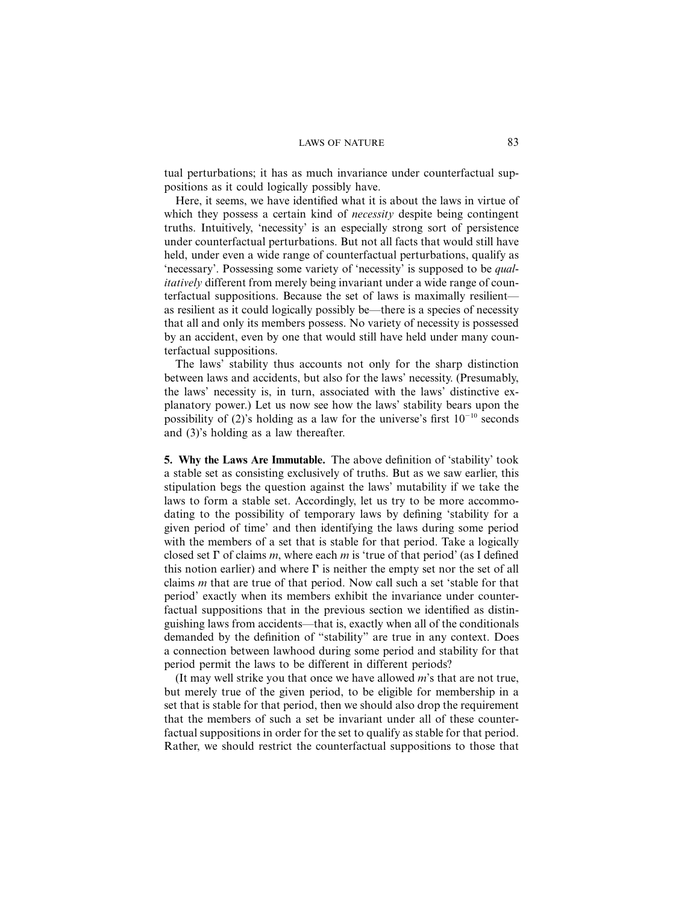tual perturbations; it has as much invariance under counterfactual suppositions as it could logically possibly have.

Here, it seems, we have identified what it is about the laws in virtue of which they possess a certain kind of *necessity* despite being contingent truths. Intuitively, 'necessity' is an especially strong sort of persistence under counterfactual perturbations. But not all facts that would still have held, under even a wide range of counterfactual perturbations, qualify as 'necessary'. Possessing some variety of 'necessity' is supposed to be *qualitatively* different from merely being invariant under a wide range of counterfactual suppositions. Because the set of laws is maximally resilient—as resilient as it could logically possibly be—there is a species of necessity that all and only its members possess. No variety of necessity is possessed by an accident, even by one that would still have held under many counterfactual suppositions.

The laws' stability thus accounts not only for the sharp distinction between laws and accidents, but also for the laws' necessity. (Presumably, the laws' necessity is, in turn, associated with the laws' distinctive explanatory power.) Let us now see how the laws' stability bears upon the possibility of (2)'s holding as a law for the universe's first $10^{-10}$ seconds and (3)'s holding as a law thereafter.

**5. Why the Laws Are Immutable.** The above definition of 'stability' took a stable set as consisting exclusively of truths. But as we saw earlier, this stipulation begs the question against the laws' mutability if we take the laws to form a stable set. Accordingly, let us try to be more accommodating to the possibility of temporary laws by defining 'stability for a given period of time' and then identifying the laws during some period with the members of a set that is stable for that period. Take a logically closed set $\Gamma$ of claims *m*, where each *m* is 'true of that period' (as I defined this notion earlier) and where $\Gamma$ is neither the empty set nor the set of all claims *m* that are true of that period. Now call such a set 'stable for that period' exactly when its members exhibit the invariance under counterfactual suppositions that in the previous section we identified as distinguishing laws from accidents—that is, exactly when all of the conditionals demanded by the definition of "stability" are true in any context. Does a connection between lawhood during some period and stability for that period permit the laws to be different in different periods?

(It may well strike you that once we have allowed *m*'s that are not true, but merely true of the given period, to be eligible for membership in a set that is stable for that period, then we should also drop the requirement that the members of such a set be invariant under all of these counterfactual suppositions in order for the set to qualify as stable for that period. Rather, we should restrict the counterfactual suppositions to those that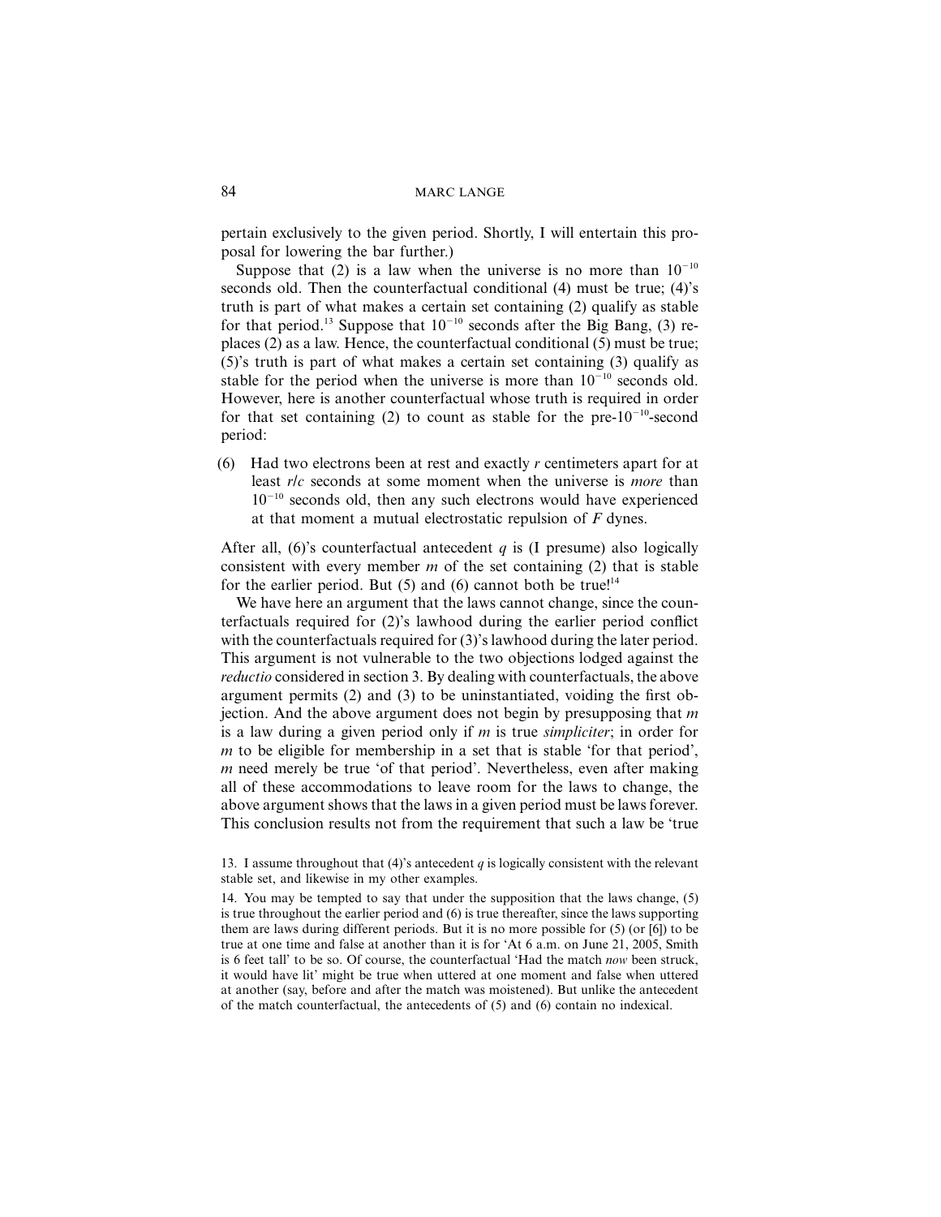pertain exclusively to the given period. Shortly, I will entertain this proposal for lowering the bar further.)

Suppose that (2) is a law when the universe is no more than $10^{-10}$ seconds old. Then the counterfactual conditional (4) must be true; (4)'s truth is part of what makes a certain set containing (2) qualify as stable for that period.[13] Suppose that $10^{-10}$ seconds after the Big Bang, (3) replaces (2) as a law. Hence, the counterfactual conditional (5) must be true; (5)'s truth is part of what makes a certain set containing (3) qualify as stable for the period when the universe is more than $10^{-10}$ seconds old. However, here is another counterfactual whose truth is required in order for that set containing (2) to count as stable for the pre-$10^{-10}$-second period:

(6) Had two electrons been at rest and exactly $r$ centimeters apart for at least $r/c$ seconds at some moment when the universe is *more* than $10^{-10}$ seconds old, then any such electrons would have experienced at that moment a mutual electrostatic repulsion of $F$ dynes.

After all, (6)'s counterfactual antecedent $q$ is (I presume) also logically consistent with every member $m$ of the set containing (2) that is stable for the earlier period. But (5) and (6) cannot both be true![14]

We have here an argument that the laws cannot change, since the counterfactuals required for (2)'s lawhood during the earlier period conflict with the counterfactuals required for (3)'s lawhood during the later period. This argument is not vulnerable to the two objections lodged against the *reductio* considered in section 3. By dealing with counterfactuals, the above argument permits (2) and (3) to be uninstantiated, voiding the first objection. And the above argument does not begin by presupposing that $m$ is a law during a given period only if $m$ is true *simpliciter*; in order for $m$ to be eligible for membership in a set that is stable 'for that period', $m$ need merely be true 'of that period'. Nevertheless, even after making all of these accommodations to leave room for the laws to change, the above argument shows that the laws in a given period must be laws forever. This conclusion results not from the requirement that such a law be 'true

13. I assume throughout that (4)'s antecedent $q$ is logically consistent with the relevant stable set, and likewise in my other examples.

14. You may be tempted to say that under the supposition that the laws change, (5) is true throughout the earlier period and (6) is true thereafter, since the laws supporting them are laws during different periods. But it is no more possible for (5) (or [6]) to be true at one time and false at another than it is for 'At 6 a.m. on June 21, 2005, Smith is 6 feet tall' to be so. Of course, the counterfactual 'Had the match *now* been struck, it would have lit' might be true when uttered at one moment and false when uttered at another (say, before and after the match was moistened). But unlike the antecedent of the match counterfactual, the antecedents of (5) and (6) contain no indexical.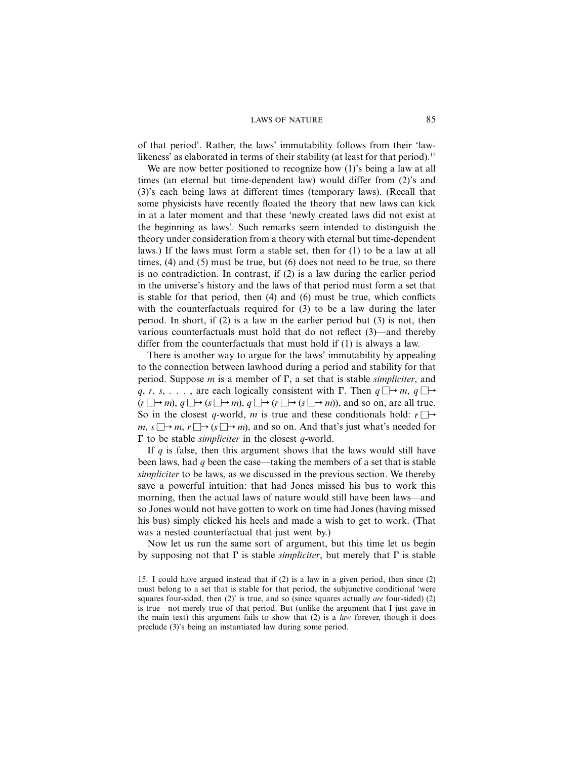of that period'. Rather, the laws' immutability follows from their 'law-likeness' as elaborated in terms of their stability (at least for that period).[15]

We are now better positioned to recognize how (1)'s being a law at all times (an eternal but time-dependent law) would differ from (2)'s and (3)'s each being laws at different times (temporary laws). (Recall that some physicists have recently floated the theory that new laws can kick in at a later moment and that these 'newly created laws did not exist at the beginning as laws'. Such remarks seem intended to distinguish the theory under consideration from a theory with eternal but time-dependent laws.) If the laws must form a stable set, then for (1) to be a law at all times, (4) and (5) must be true, but (6) does not need to be true, so there is no contradiction. In contrast, if (2) is a law during the earlier period in the universe's history and the laws of that period must form a set that is stable for that period, then (4) and (6) must be true, which conflicts with the counterfactuals required for (3) to be a law during the later period. In short, if (2) is a law in the earlier period but (3) is not, then various counterfactuals must hold that do not reflect (3)—and thereby differ from the counterfactuals that must hold if (1) is always a law.

There is another way to argue for the laws' immutability by appealing to the connection between lawhood during a period and stability for that period. Suppose $m$ is a member of $\Gamma$, a set that is stable *simpliciter*, and $q$, $r$, $s$, . . . , are each logically consistent with $\Gamma$. Then $q \mathrel{\Box\!\!\rightarrow} m$, $q \mathrel{\Box\!\!\rightarrow} (r \mathrel{\Box\!\!\rightarrow} m)$, $q \mathrel{\Box\!\!\rightarrow} (s \mathrel{\Box\!\!\rightarrow} m)$, $q \mathrel{\Box\!\!\rightarrow} (r \mathrel{\Box\!\!\rightarrow} (s \mathrel{\Box\!\!\rightarrow} m))$, and so on, are all true. So in the closest $q$-world, $m$ is true and these conditionals hold: $r \mathrel{\Box\!\!\rightarrow} m$, $s \mathrel{\Box\!\!\rightarrow} m$, $r \mathrel{\Box\!\!\rightarrow} (s \mathrel{\Box\!\!\rightarrow} m)$, and so on. And that's just what's needed for $\Gamma$ to be stable *simpliciter* in the closest $q$-world.

If $q$ is false, then this argument shows that the laws would still have been laws, had $q$ been the case—taking the members of a set that is stable *simpliciter* to be laws, as we discussed in the previous section. We thereby save a powerful intuition: that had Jones missed his bus to work this morning, then the actual laws of nature would still have been laws—and so Jones would not have gotten to work on time had Jones (having missed his bus) simply clicked his heels and made a wish to get to work. (That was a nested counterfactual that just went by.)

Now let us run the same sort of argument, but this time let us begin by supposing not that $\Gamma$ is stable *simpliciter*, but merely that $\Gamma$ is stable

15. I could have argued instead that if (2) is a law in a given period, then since (2) must belong to a set that is stable for that period, the subjunctive conditional 'were squares four-sided, then (2)' is true, and so (since squares actually *are* four-sided) (2) is true—not merely true of that period. But (unlike the argument that I just gave in the main text) this argument fails to show that (2) is a *law* forever, though it does preclude (3)'s being an instantiated law during some period.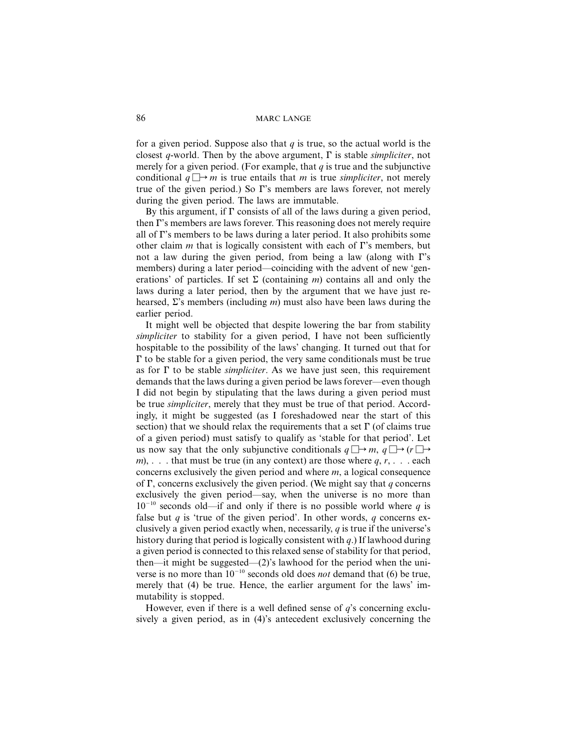for a given period. Suppose also that $q$ is true, so the actual world is the closest $q$-world. Then by the above argument, Γ is stable *simpliciter*, not merely for a given period. (For example, that $q$ is true and the subjunctive conditional $q \,\Box\!\!\rightarrow m$ is true entails that $m$ is true *simpliciter*, not merely true of the given period.) So Γ's members are laws forever, not merely during the given period. The laws are immutable.

By this argument, if Γ consists of all of the laws during a given period, then Γ's members are laws forever. This reasoning does not merely require all of Γ's members to be laws during a later period. It also prohibits some other claim $m$ that is logically consistent with each of Γ's members, but not a law during the given period, from being a law (along with Γ's members) during a later period—coinciding with the advent of new 'generations' of particles. If set Σ (containing $m$) contains all and only the laws during a later period, then by the argument that we have just rehearsed, Σ's members (including $m$) must also have been laws during the earlier period.

It might well be objected that despite lowering the bar from stability *simpliciter* to stability for a given period, I have not been sufficiently hospitable to the possibility of the laws' changing. It turned out that for Γ to be stable for a given period, the very same conditionals must be true as for Γ to be stable *simpliciter*. As we have just seen, this requirement demands that the laws during a given period be laws forever—even though I did not begin by stipulating that the laws during a given period must be true *simpliciter*, merely that they must be true of that period. Accordingly, it might be suggested (as I foreshadowed near the start of this section) that we should relax the requirements that a set Γ (of claims true of a given period) must satisfy to qualify as 'stable for that period'. Let us now say that the only subjunctive conditionals $q \,\Box\!\!\rightarrow m$, $q \,\Box\!\!\rightarrow (r \,\Box\!\!\rightarrow m)$, . . . that must be true (in any context) are those where $q$, $r$, . . . each concerns exclusively the given period and where $m$, a logical consequence of Γ, concerns exclusively the given period. (We might say that $q$ concerns exclusively the given period—say, when the universe is no more than $10^{-10}$ seconds old—if and only if there is no possible world where $q$ is false but $q$ is 'true of the given period'. In other words, $q$ concerns exclusively a given period exactly when, necessarily, $q$ is true if the universe's history during that period is logically consistent with $q$.) If lawhood during a given period is connected to this relaxed sense of stability for that period, then—it might be suggested—(2)'s lawhood for the period when the universe is no more than $10^{-10}$ seconds old does *not* demand that (6) be true, merely that (4) be true. Hence, the earlier argument for the laws' immutability is stopped.

However, even if there is a well defined sense of $q$'s concerning exclusively a given period, as in (4)'s antecedent exclusively concerning the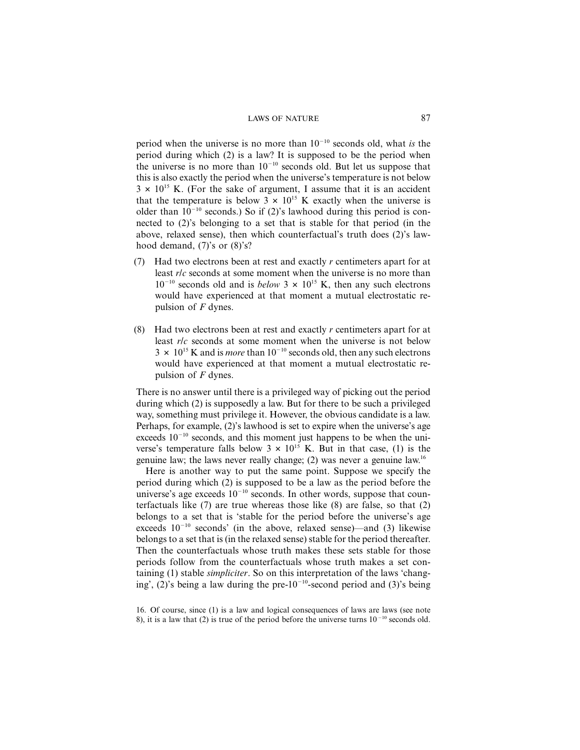period when the universe is no more than $10^{-10}$ seconds old, what *is* the period during which (2) is a law? It is supposed to be the period when the universe is no more than $10^{-10}$ seconds old. But let us suppose that this is also exactly the period when the universe's temperature is not below $3 \times 10^{15}$ K. (For the sake of argument, I assume that it is an accident that the temperature is below $3 \times 10^{15}$ K exactly when the universe is older than $10^{-10}$ seconds.) So if (2)'s lawhood during this period is connected to (2)'s belonging to a set that is stable for that period (in the above, relaxed sense), then which counterfactual's truth does (2)'s lawhood demand, (7)'s or (8)'s?

(7) Had two electrons been at rest and exactly $r$ centimeters apart for at least $r/c$ seconds at some moment when the universe is no more than $10^{-10}$ seconds old and is *below* $3 \times 10^{15}$ K, then any such electrons would have experienced at that moment a mutual electrostatic repulsion of $F$ dynes.

(8) Had two electrons been at rest and exactly $r$ centimeters apart for at least $r/c$ seconds at some moment when the universe is not below $3 \times 10^{15}$ K and is *more* than $10^{-10}$ seconds old, then any such electrons would have experienced at that moment a mutual electrostatic repulsion of $F$ dynes.

There is no answer until there is a privileged way of picking out the period during which (2) is supposedly a law. But for there to be such a privileged way, something must privilege it. However, the obvious candidate is a law. Perhaps, for example, (2)'s lawhood is set to expire when the universe's age exceeds $10^{-10}$ seconds, and this moment just happens to be when the universe's temperature falls below $3 \times 10^{15}$ K. But in that case, (1) is the genuine law; the laws never really change; (2) was never a genuine law.[16]

Here is another way to put the same point. Suppose we specify the period during which (2) is supposed to be a law as the period before the universe's age exceeds $10^{-10}$ seconds. In other words, suppose that counterfactuals like (7) are true whereas those like (8) are false, so that (2) belongs to a set that is 'stable for the period before the universe's age exceeds $10^{-10}$ seconds' (in the above, relaxed sense)—and (3) likewise belongs to a set that is (in the relaxed sense) stable for the period thereafter. Then the counterfactuals whose truth makes these sets stable for those periods follow from the counterfactuals whose truth makes a set containing (1) stable *simpliciter*. So on this interpretation of the laws 'changing', (2)'s being a law during the pre-$10^{-10}$-second period and (3)'s being

16. Of course, since (1) is a law and logical consequences of laws are laws (see note 8), it is a law that (2) is true of the period before the universe turns $10^{-10}$ seconds old.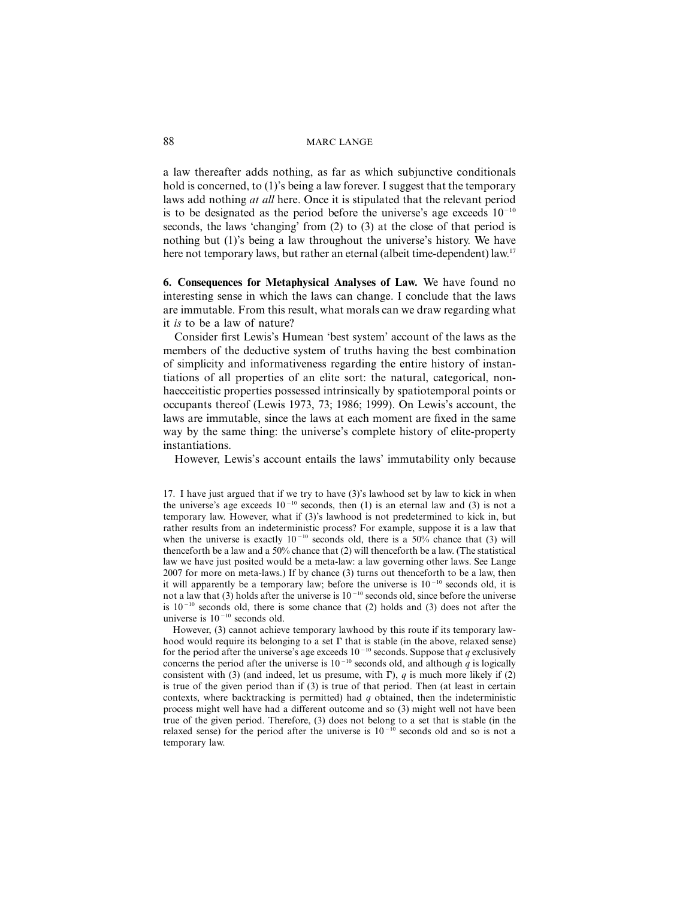a law thereafter adds nothing, as far as which subjunctive conditionals hold is concerned, to (1)'s being a law forever. I suggest that the temporary laws add nothing *at all* here. Once it is stipulated that the relevant period is to be designated as the period before the universe's age exceeds $10^{-10}$ seconds, the laws 'changing' from (2) to (3) at the close of that period is nothing but (1)'s being a law throughout the universe's history. We have here not temporary laws, but rather an eternal (albeit time-dependent) law.[17]

**6. Consequences for Metaphysical Analyses of Law.** We have found no interesting sense in which the laws can change. I conclude that the laws are immutable. From this result, what morals can we draw regarding what it *is* to be a law of nature?

Consider first Lewis's Humean 'best system' account of the laws as the members of the deductive system of truths having the best combination of simplicity and informativeness regarding the entire history of instantiations of all properties of an elite sort: the natural, categorical, non-haecceitistic properties possessed intrinsically by spatiotemporal points or occupants thereof (Lewis 1973, 73; 1986; 1999). On Lewis's account, the laws are immutable, since the laws at each moment are fixed in the same way by the same thing: the universe's complete history of elite-property instantiations.

However, Lewis's account entails the laws' immutability only because

17. I have just argued that if we try to have (3)'s lawhood set by law to kick in when the universe's age exceeds $10^{-10}$ seconds, then (1) is an eternal law and (3) is not a temporary law. However, what if (3)'s lawhood is not predetermined to kick in, but rather results from an indeterministic process? For example, suppose it is a law that when the universe is exactly $10^{-10}$ seconds old, there is a 50% chance that (3) will thenceforth be a law and a 50% chance that (2) will thenceforth be a law. (The statistical law we have just posited would be a meta-law: a law governing other laws. See Lange 2007 for more on meta-laws.) If by chance (3) turns out thenceforth to be a law, then it will apparently be a temporary law; before the universe is $10^{-10}$ seconds old, it is not a law that (3) holds after the universe is $10^{-10}$ seconds old, since before the universe is $10^{-10}$ seconds old, there is some chance that (2) holds and (3) does not after the universe is $10^{-10}$ seconds old.

However, (3) cannot achieve temporary lawhood by this route if its temporary lawhood would require its belonging to a set $\Gamma$ that is stable (in the above, relaxed sense) for the period after the universe's age exceeds $10^{-10}$ seconds. Suppose that $q$ exclusively concerns the period after the universe is $10^{-10}$ seconds old, and although $q$ is logically consistent with (3) (and indeed, let us presume, with $\Gamma$), $q$ is much more likely if (2) is true of the given period than if (3) is true of that period. Then (at least in certain contexts, where backtracking is permitted) had $q$ obtained, then the indeterministic process might well have had a different outcome and so (3) might well not have been true of the given period. Therefore, (3) does not belong to a set that is stable (in the relaxed sense) for the period after the universe is $10^{-10}$ seconds old and so is not a temporary law.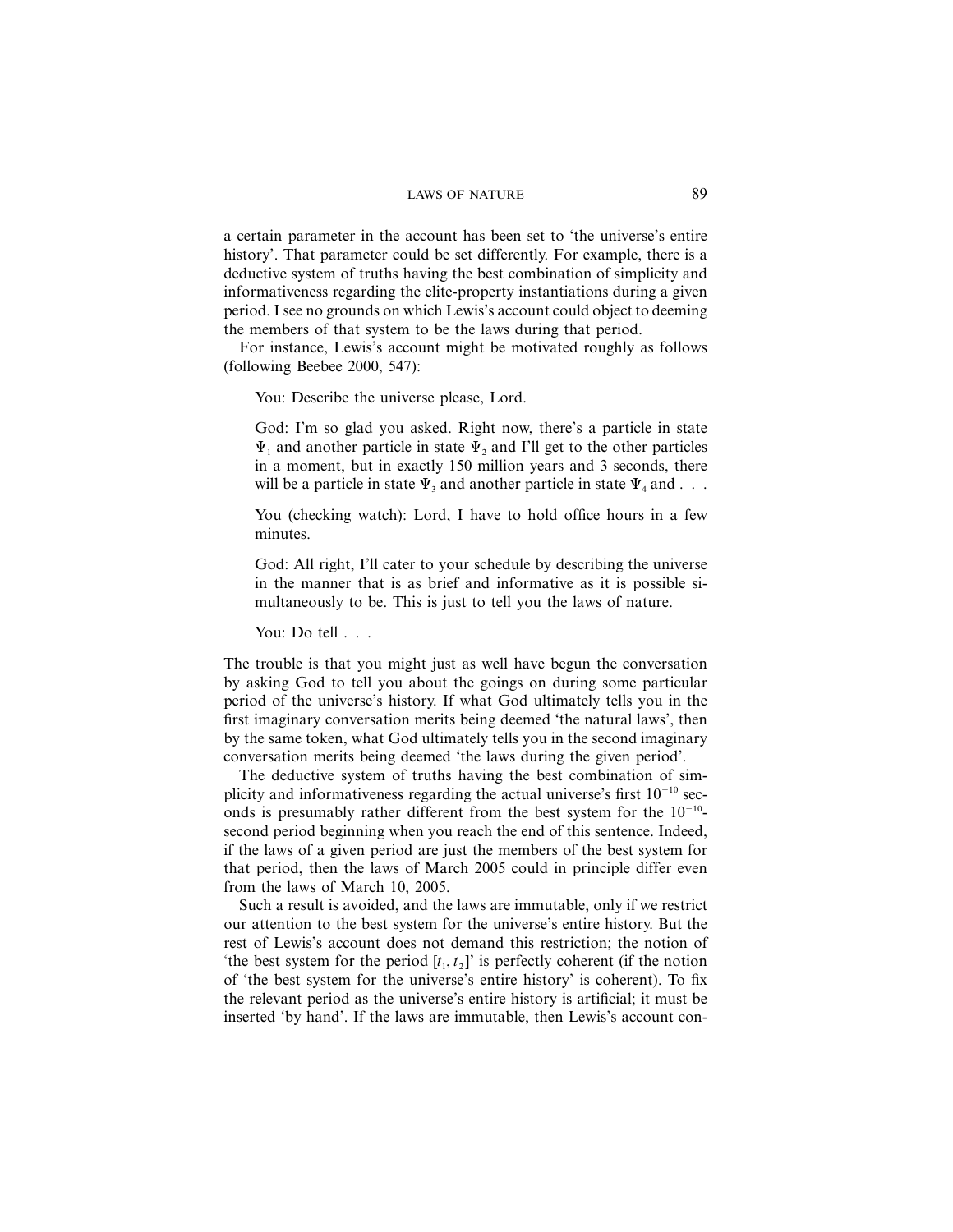a certain parameter in the account has been set to 'the universe's entire history'. That parameter could be set differently. For example, there is a deductive system of truths having the best combination of simplicity and informativeness regarding the elite-property instantiations during a given period. I see no grounds on which Lewis's account could object to deeming the members of that system to be the laws during that period.

For instance, Lewis's account might be motivated roughly as follows (following Beebee 2000, 547):

> You: Describe the universe please, Lord.
>
> God: I'm so glad you asked. Right now, there's a particle in state $\Psi_1$ and another particle in state $\Psi_2$ and I'll get to the other particles in a moment, but in exactly 150 million years and 3 seconds, there will be a particle in state $\Psi_3$ and another particle in state $\Psi_4$ and . . .
>
> You (checking watch): Lord, I have to hold office hours in a few minutes.
>
> God: All right, I'll cater to your schedule by describing the universe in the manner that is as brief and informative as it is possible simultaneously to be. This is just to tell you the laws of nature.
>
> You: Do tell . . .

The trouble is that you might just as well have begun the conversation by asking God to tell you about the goings on during some particular period of the universe's history. If what God ultimately tells you in the first imaginary conversation merits being deemed 'the natural laws', then by the same token, what God ultimately tells you in the second imaginary conversation merits being deemed 'the laws during the given period'.

The deductive system of truths having the best combination of simplicity and informativeness regarding the actual universe's first $10^{-10}$ seconds is presumably rather different from the best system for the $10^{-10}$-second period beginning when you reach the end of this sentence. Indeed, if the laws of a given period are just the members of the best system for that period, then the laws of March 2005 could in principle differ even from the laws of March 10, 2005.

Such a result is avoided, and the laws are immutable, only if we restrict our attention to the best system for the universe's entire history. But the rest of Lewis's account does not demand this restriction; the notion of 'the best system for the period $[t_1, t_2]$' is perfectly coherent (if the notion of 'the best system for the universe's entire history' is coherent). To fix the relevant period as the universe's entire history is artificial; it must be inserted 'by hand'. If the laws are immutable, then Lewis's account con-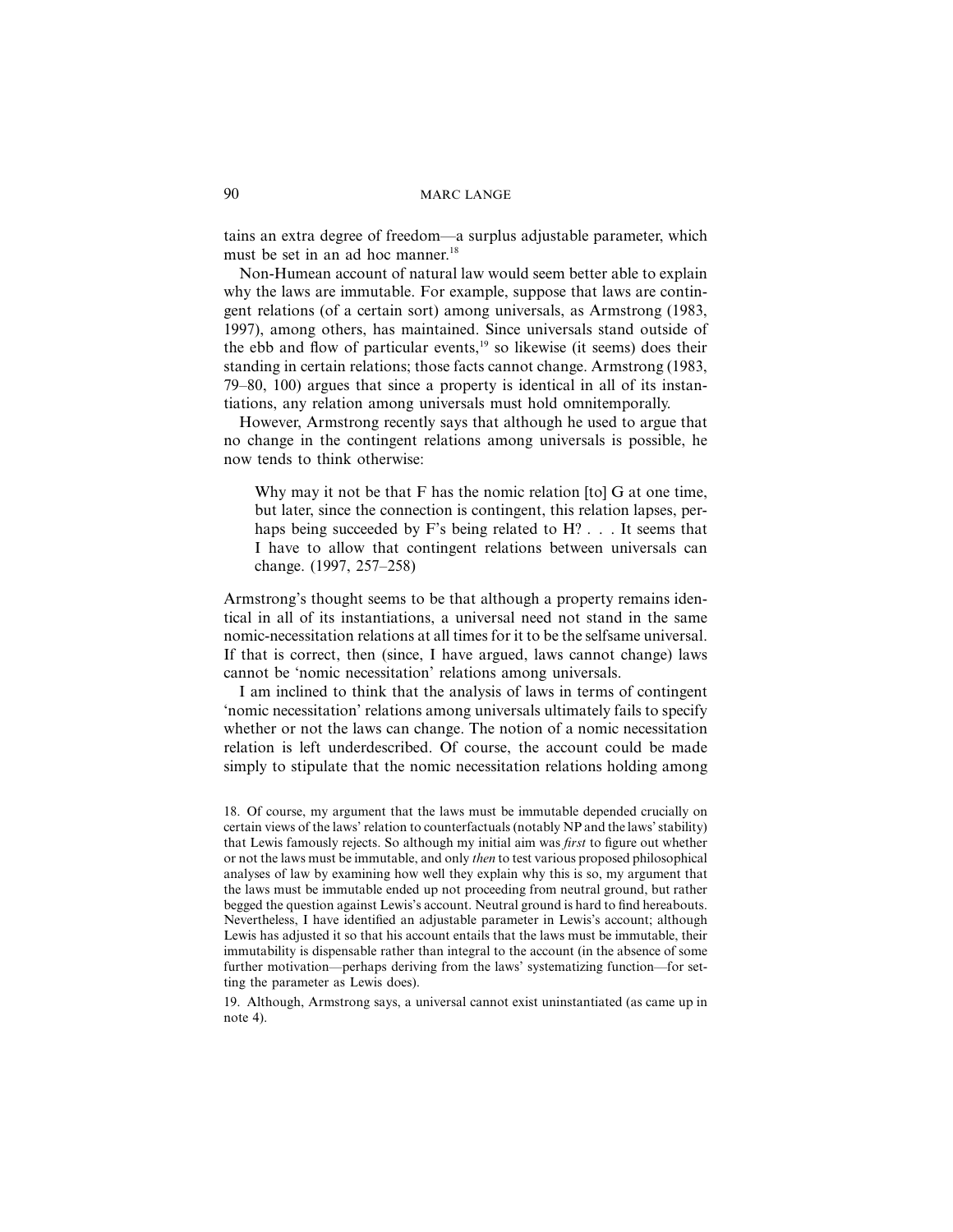tains an extra degree of freedom—a surplus adjustable parameter, which must be set in an ad hoc manner.[18]

Non-Humean account of natural law would seem better able to explain why the laws are immutable. For example, suppose that laws are contingent relations (of a certain sort) among universals, as Armstrong (1983, 1997), among others, has maintained. Since universals stand outside of the ebb and flow of particular events,[19] so likewise (it seems) does their standing in certain relations; those facts cannot change. Armstrong (1983, 79–80, 100) argues that since a property is identical in all of its instantiations, any relation among universals must hold omnitemporally.

However, Armstrong recently says that although he used to argue that no change in the contingent relations among universals is possible, he now tends to think otherwise:

> Why may it not be that F has the nomic relation [to] G at one time, but later, since the connection is contingent, this relation lapses, perhaps being succeeded by F's being related to H? . . . It seems that I have to allow that contingent relations between universals can change. (1997, 257–258)

Armstrong's thought seems to be that although a property remains identical in all of its instantiations, a universal need not stand in the same nomic-necessitation relations at all times for it to be the selfsame universal. If that is correct, then (since, I have argued, laws cannot change) laws cannot be 'nomic necessitation' relations among universals.

I am inclined to think that the analysis of laws in terms of contingent 'nomic necessitation' relations among universals ultimately fails to specify whether or not the laws can change. The notion of a nomic necessitation relation is left underdescribed. Of course, the account could be made simply to stipulate that the nomic necessitation relations holding among

18. Of course, my argument that the laws must be immutable depended crucially on certain views of the laws' relation to counterfactuals (notably NP and the laws' stability) that Lewis famously rejects. So although my initial aim was *first* to figure out whether or not the laws must be immutable, and only *then* to test various proposed philosophical analyses of law by examining how well they explain why this is so, my argument that the laws must be immutable ended up not proceeding from neutral ground, but rather begged the question against Lewis's account. Neutral ground is hard to find hereabouts. Nevertheless, I have identified an adjustable parameter in Lewis's account; although Lewis has adjusted it so that his account entails that the laws must be immutable, their immutability is dispensable rather than integral to the account (in the absence of some further motivation—perhaps deriving from the laws' systematizing function—for setting the parameter as Lewis does).

19. Although, Armstrong says, a universal cannot exist uninstantiated (as came up in note 4).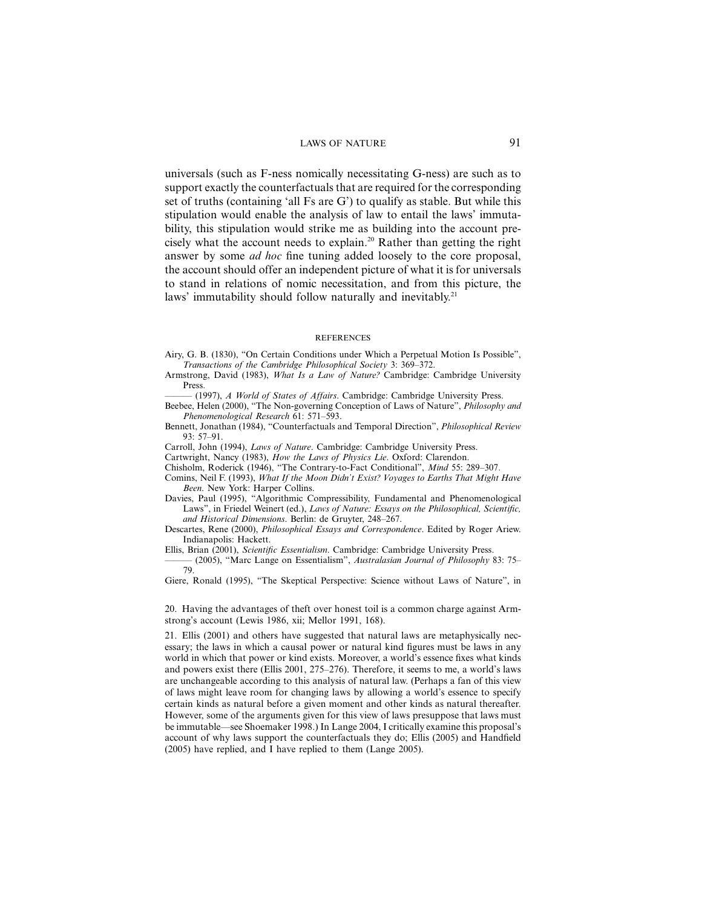universals (such as F-ness nomically necessitating G-ness) are such as to support exactly the counterfactuals that are required for the corresponding set of truths (containing 'all Fs are G') to qualify as stable. But while this stipulation would enable the analysis of law to entail the laws' immutability, this stipulation would strike me as building into the account precisely what the account needs to explain.[20] Rather than getting the right answer by some *ad hoc* fine tuning added loosely to the core proposal, the account should offer an independent picture of what it is for universals to stand in relations of nomic necessitation, and from this picture, the laws' immutability should follow naturally and inevitably.[21]

## REFERENCES

Airy, G. B. (1830), "On Certain Conditions under Which a Perpetual Motion Is Possible", *Transactions of the Cambridge Philosophical Society* 3: 369–372.

Armstrong, David (1983), *What Is a Law of Nature?* Cambridge: Cambridge University Press.

——— (1997), *A World of States of Affairs*. Cambridge: Cambridge University Press.

Beebee, Helen (2000), "The Non-governing Conception of Laws of Nature", *Philosophy and Phenomenological Research* 61: 571–593.

Bennett, Jonathan (1984), "Counterfactuals and Temporal Direction", *Philosophical Review* 93: 57–91.

Carroll, John (1994), *Laws of Nature*. Cambridge: Cambridge University Press.

Cartwright, Nancy (1983), *How the Laws of Physics Lie*. Oxford: Clarendon.

Chisholm, Roderick (1946), "The Contrary-to-Fact Conditional", *Mind* 55: 289–307.

Comins, Neil F. (1993), *What If the Moon Didn't Exist? Voyages to Earths That Might Have Been*. New York: Harper Collins.

Davies, Paul (1995), "Algorithmic Compressibility, Fundamental and Phenomenological Laws", in Friedel Weinert (ed.), *Laws of Nature: Essays on the Philosophical, Scientific, and Historical Dimensions*. Berlin: de Gruyter, 248–267.

Descartes, Rene (2000), *Philosophical Essays and Correspondence*. Edited by Roger Ariew. Indianapolis: Hackett.

Ellis, Brian (2001), *Scientific Essentialism*. Cambridge: Cambridge University Press.

——— (2005), "Marc Lange on Essentialism", *Australasian Journal of Philosophy* 83: 75–79.

Giere, Ronald (1995), "The Skeptical Perspective: Science without Laws of Nature", in

20. Having the advantages of theft over honest toil is a common charge against Armstrong's account (Lewis 1986, xii; Mellor 1991, 168).

21. Ellis (2001) and others have suggested that natural laws are metaphysically necessary; the laws in which a causal power or natural kind figures must be laws in any world in which that power or kind exists. Moreover, a world's essence fixes what kinds and powers exist there (Ellis 2001, 275–276). Therefore, it seems to me, a world's laws are unchangeable according to this analysis of natural law. (Perhaps a fan of this view of laws might leave room for changing laws by allowing a world's essence to specify certain kinds as natural before a given moment and other kinds as natural thereafter. However, some of the arguments given for this view of laws presuppose that laws must be immutable—see Shoemaker 1998.) In Lange 2004, I critically examine this proposal's account of why laws support the counterfactuals they do; Ellis (2005) and Handfield (2005) have replied, and I have replied to them (Lange 2005).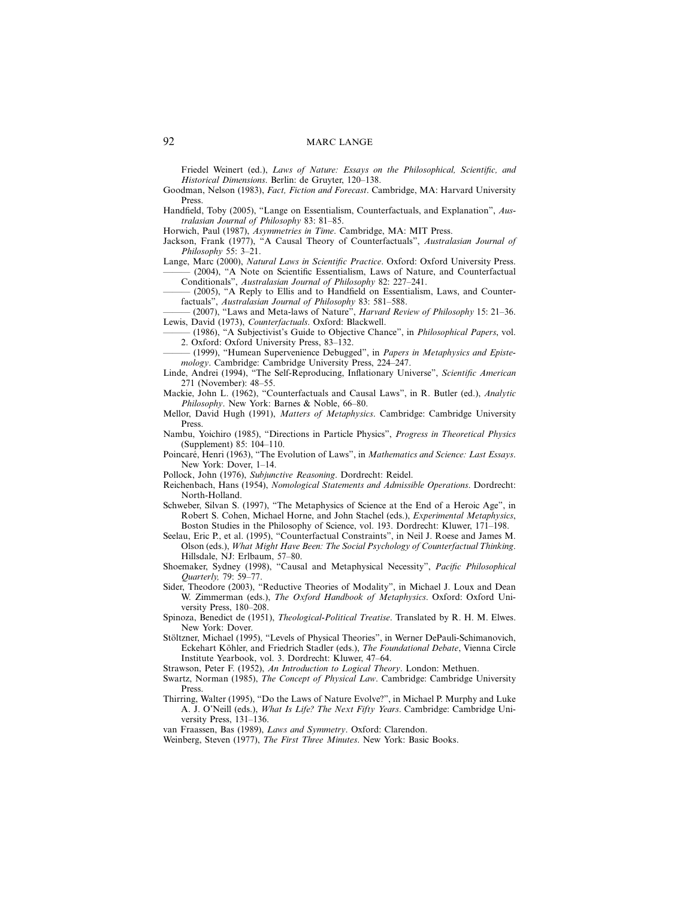Friedel Weinert (ed.), *Laws of Nature: Essays on the Philosophical, Scientific, and Historical Dimensions*. Berlin: de Gruyter, 120–138.

Goodman, Nelson (1983), *Fact, Fiction and Forecast*. Cambridge, MA: Harvard University Press.

Handfield, Toby (2005), "Lange on Essentialism, Counterfactuals, and Explanation", *Australasian Journal of Philosophy* 83: 81–85.

Horwich, Paul (1987), *Asymmetries in Time*. Cambridge, MA: MIT Press.

Jackson, Frank (1977), "A Causal Theory of Counterfactuals", *Australasian Journal of Philosophy* 55: 3–21.

Lange, Marc (2000), *Natural Laws in Scientific Practice*. Oxford: Oxford University Press.

——— (2004), "A Note on Scientific Essentialism, Laws of Nature, and Counterfactual Conditionals", *Australasian Journal of Philosophy* 82: 227–241.

——— (2005), "A Reply to Ellis and to Handfield on Essentialism, Laws, and Counterfactuals", *Australasian Journal of Philosophy* 83: 581–588.

——— (2007), "Laws and Meta-laws of Nature", *Harvard Review of Philosophy* 15: 21–36.

Lewis, David (1973), *Counterfactuals*. Oxford: Blackwell.

——— (1986), "A Subjectivist's Guide to Objective Chance", in *Philosophical Papers*, vol. 2. Oxford: Oxford University Press, 83–132.

——— (1999), "Humean Supervenience Debugged", in *Papers in Metaphysics and Epistemology*. Cambridge: Cambridge University Press, 224–247.

Linde, Andrei (1994), "The Self-Reproducing, Inflationary Universe", *Scientific American* 271 (November): 48–55.

Mackie, John L. (1962), "Counterfactuals and Causal Laws", in R. Butler (ed.), *Analytic Philosophy*. New York: Barnes & Noble, 66–80.

Mellor, David Hugh (1991), *Matters of Metaphysics*. Cambridge: Cambridge University Press.

Nambu, Yoichiro (1985), "Directions in Particle Physics", *Progress in Theoretical Physics* (Supplement) 85: 104–110.

Poincaré, Henri (1963), "The Evolution of Laws", in *Mathematics and Science: Last Essays*. New York: Dover, 1–14.

Pollock, John (1976), *Subjunctive Reasoning*. Dordrecht: Reidel.

Reichenbach, Hans (1954), *Nomological Statements and Admissible Operations*. Dordrecht: North-Holland.

Schweber, Silvan S. (1997), "The Metaphysics of Science at the End of a Heroic Age", in Robert S. Cohen, Michael Horne, and John Stachel (eds.), *Experimental Metaphysics*, Boston Studies in the Philosophy of Science, vol. 193. Dordrecht: Kluwer, 171–198.

Seelau, Eric P., et al. (1995), "Counterfactual Constraints", in Neil J. Roese and James M. Olson (eds.), *What Might Have Been: The Social Psychology of Counterfactual Thinking*. Hillsdale, NJ: Erlbaum, 57–80.

Shoemaker, Sydney (1998), "Causal and Metaphysical Necessity", *Pacific Philosophical Quarterly,* 79: 59–77.

Sider, Theodore (2003), "Reductive Theories of Modality", in Michael J. Loux and Dean W. Zimmerman (eds.), *The Oxford Handbook of Metaphysics*. Oxford: Oxford University Press, 180–208.

Spinoza, Benedict de (1951), *Theological-Political Treatise*. Translated by R. H. M. Elwes. New York: Dover.

Stöltzner, Michael (1995), "Levels of Physical Theories", in Werner DePauli-Schimanovich, Eckehart Köhler, and Friedrich Stadler (eds.), *The Foundational Debate*, Vienna Circle Institute Yearbook, vol. 3. Dordrecht: Kluwer, 47–64.

Strawson, Peter F. (1952), *An Introduction to Logical Theory*. London: Methuen.

Swartz, Norman (1985), *The Concept of Physical Law*. Cambridge: Cambridge University Press.

Thirring, Walter (1995), "Do the Laws of Nature Evolve?", in Michael P. Murphy and Luke A. J. O'Neill (eds.), *What Is Life? The Next Fifty Years*. Cambridge: Cambridge University Press, 131–136.

van Fraassen, Bas (1989), *Laws and Symmetry*. Oxford: Clarendon.

Weinberg, Steven (1977), *The First Three Minutes*. New York: Basic Books.